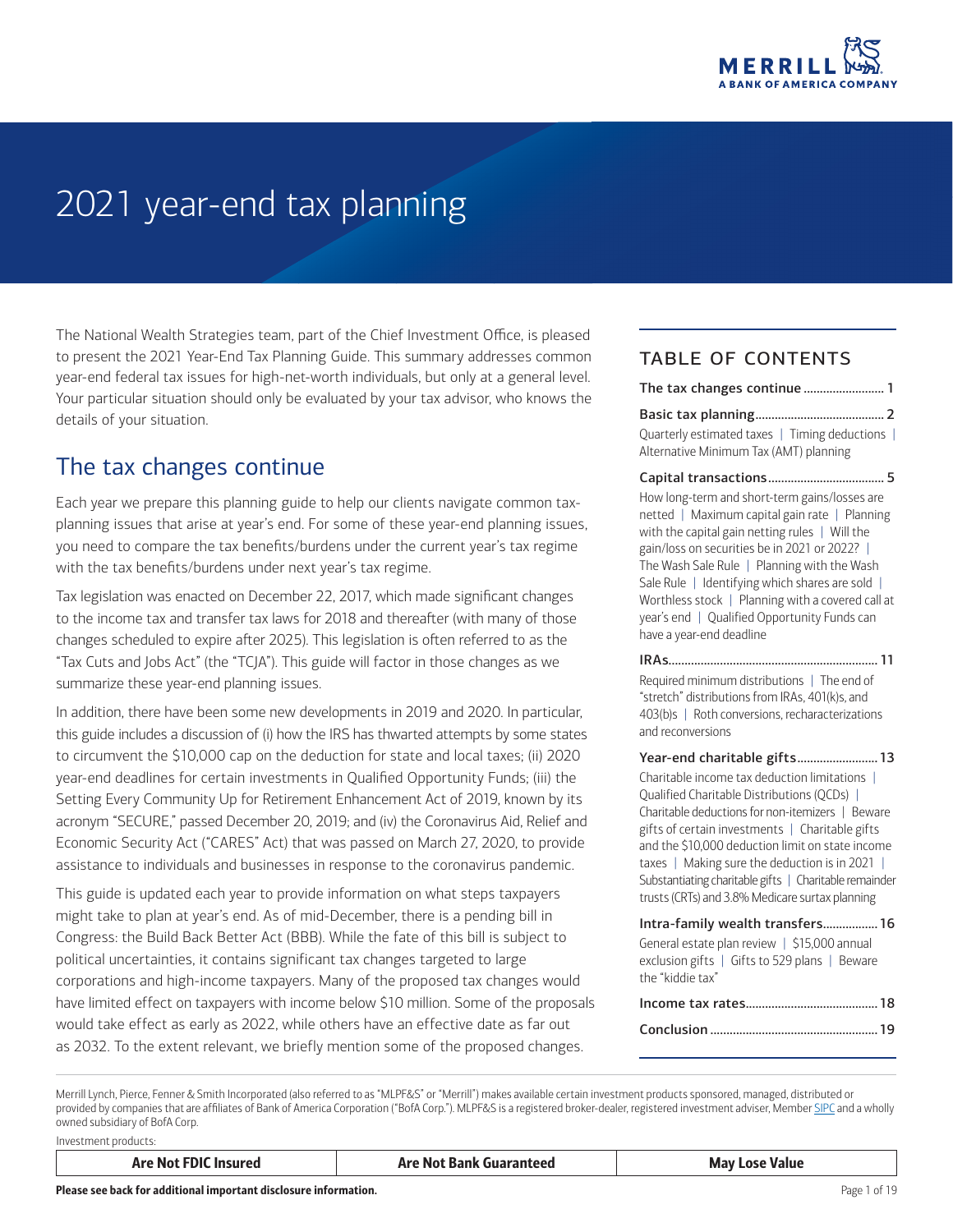# 2021 year-end tax planning

The National Wealth Strategies team, part of the Chief Investment Office, is pleased to present the 2021 Year-End Tax Planning Guide. This summary addresses common year-end federal tax issues for high-net-worth individuals, but only at a general level. Your particular situation should only be evaluated by your tax advisor, who knows the details of your situation.

## The tax changes continue

Each year we prepare this planning guide to help our clients navigate common tax-planning issues that arise at year's end. For some of these year-end planning issues, you need to compare the tax benefits/burdens under the current year's tax regime with the tax benefits/burdens under next year's tax regime.

Tax legislation was enacted on December 22, 2017, which made significant changes to the income tax and transfer tax laws for 2018 and thereafter (with many of those changes scheduled to expire after 2025). This legislation is often referred to as the "Tax Cuts and Jobs Act" (the "TCJA"). This guide will factor in those changes as we summarize these year-end planning issues.

In addition, there have been some new developments in 2019 and 2020. In particular, this guide includes a discussion of (i) how the IRS has thwarted attempts by some states to circumvent the $10,000 cap on the deduction for state and local taxes; (ii) 2020 year-end deadlines for certain investments in Qualified Opportunity Funds; (iii) the Setting Every Community Up for Retirement Enhancement Act of 2019, known by its acronym "SECURE," passed December 20, 2019; and (iv) the Coronavirus Aid, Relief and Economic Security Act ("CARES" Act) that was passed on March 27, 2020, to provide assistance to individuals and businesses in response to the coronavirus pandemic.

This guide is updated each year to provide information on what steps taxpayers might take to plan at year's end. As of mid-December, there is a pending bill in Congress: the Build Back Better Act (BBB). While the fate of this bill is subject to political uncertainties, it contains significant tax changes targeted to large corporations and high-income taxpayers. Many of the proposed tax changes would have limited effect on taxpayers with income below $10 million. Some of the proposals would take effect as early as 2022, while others have an effective date as far out as 2032. To the extent relevant, we briefly mention some of the proposed changes.

## TABLE OF CONTENTS

**The tax changes continue** ......................... 1

**Basic tax planning** ......................................... 2
Quarterly estimated taxes | Timing deductions | Alternative Minimum Tax (AMT) planning

**Capital transactions** .................................... 5
How long-term and short-term gains/losses are netted | Maximum capital gain rate | Planning with the capital gain netting rules | Will the gain/loss on securities be in 2021 or 2022? | The Wash Sale Rule | Planning with the Wash Sale Rule | Identifying which shares are sold | Worthless stock | Planning with a covered call at year's end | Qualified Opportunity Funds can have a year-end deadline

**IRAs** ................................................................ 11
Required minimum distributions | The end of "stretch" distributions from IRAs, 401(k)s, and 403(b)s | Roth conversions, recharacterizations and reconversions

**Year-end charitable gifts** ......................... 13
Charitable income tax deduction limitations | Qualified Charitable Distributions (QCDs) | Charitable deductions for non-itemizers | Beware gifts of certain investments | Charitable gifts and the $10,000 deduction limit on state income taxes | Making sure the deduction is in 2021 | Substantiating charitable gifts | Charitable remainder trusts (CRTs) and 3.8% Medicare surtax planning

**Intra-family wealth transfers** ................. 16
General estate plan review | $15,000 annual exclusion gifts | Gifts to 529 plans | Beware the "kiddie tax"

**Income tax rates** ......................................... 18

**Conclusion** ................................................... 19

Merrill Lynch, Pierce, Fenner & Smith Incorporated (also referred to as "MLPF&S" or "Merrill") makes available certain investment products sponsored, managed, distributed or provided by companies that are affiliates of Bank of America Corporation ("BofA Corp."). MLPF&S is a registered broker-dealer, registered investment adviser, Member SIPC and a wholly owned subsidiary of BofA Corp.

Investment products:

| Are Not FDIC Insured | Are Not Bank Guaranteed | May Lose Value |
|---|---|---|

**Please see back for additional important disclosure information.**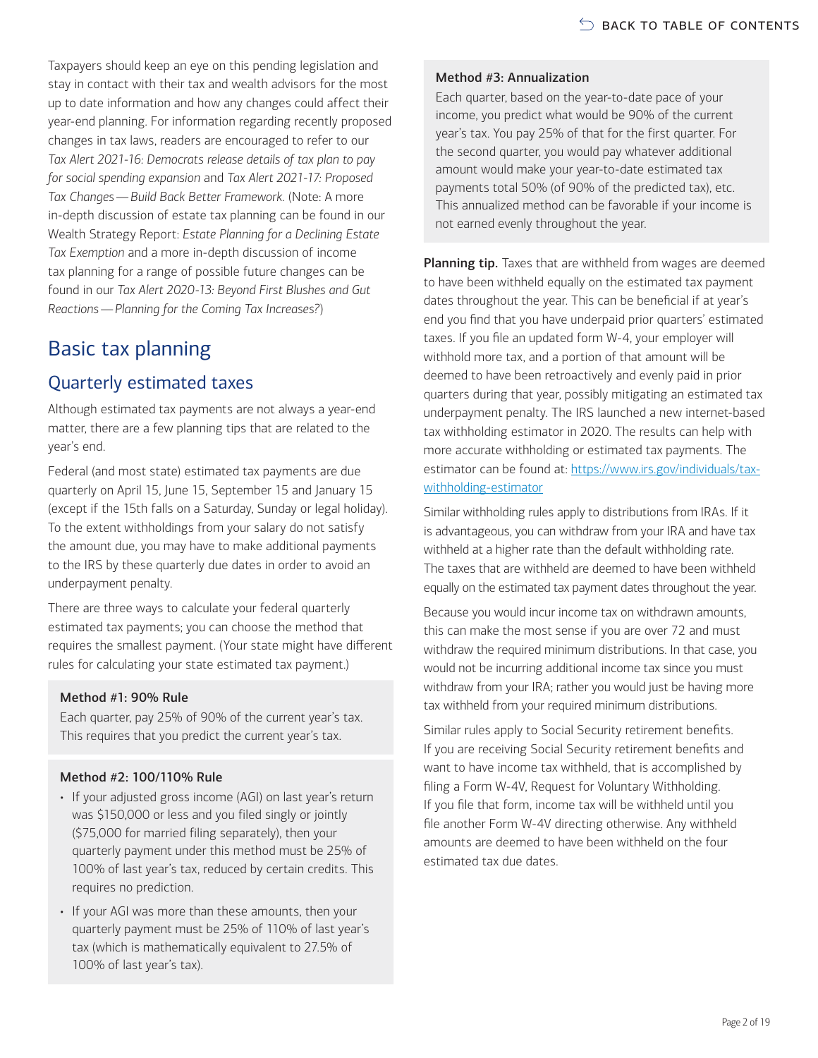Taxpayers should keep an eye on this pending legislation and stay in contact with their tax and wealth advisors for the most up to date information and how any changes could affect their year-end planning. For information regarding recently proposed changes in tax laws, readers are encouraged to refer to our *Tax Alert 2021-16: Democrats release details of tax plan to pay for social spending expansion* and *Tax Alert 2021-17: Proposed Tax Changes — Build Back Better Framework*. (Note: A more in-depth discussion of estate tax planning can be found in our Wealth Strategy Report: *Estate Planning for a Declining Estate Tax Exemption* and a more in-depth discussion of income tax planning for a range of possible future changes can be found in our *Tax Alert 2020-13: Beyond First Blushes and Gut Reactions — Planning for the Coming Tax Increases?*)

# Basic tax planning

## Quarterly estimated taxes

Although estimated tax payments are not always a year-end matter, there are a few planning tips that are related to the year's end.

Federal (and most state) estimated tax payments are due quarterly on April 15, June 15, September 15 and January 15 (except if the 15th falls on a Saturday, Sunday or legal holiday). To the extent withholdings from your salary do not satisfy the amount due, you may have to make additional payments to the IRS by these quarterly due dates in order to avoid an underpayment penalty.

There are three ways to calculate your federal quarterly estimated tax payments; you can choose the method that requires the smallest payment. (Your state might have different rules for calculating your state estimated tax payment.)

**Method #1: 90% Rule**

Each quarter, pay 25% of 90% of the current year's tax. This requires that you predict the current year's tax.

**Method #2: 100/110% Rule**

- If your adjusted gross income (AGI) on last year's return was $150,000 or less and you filed singly or jointly ($75,000 for married filing separately), then your quarterly payment under this method must be 25% of 100% of last year's tax, reduced by certain credits. This requires no prediction.
- If your AGI was more than these amounts, then your quarterly payment must be 25% of 110% of last year's tax (which is mathematically equivalent to 27.5% of 100% of last year's tax).

**Method #3: Annualization**

Each quarter, based on the year-to-date pace of your income, you predict what would be 90% of the current year's tax. You pay 25% of that for the first quarter. For the second quarter, you would pay whatever additional amount would make your year-to-date estimated tax payments total 50% (of 90% of the predicted tax), etc. This annualized method can be favorable if your income is not earned evenly throughout the year.

**Planning tip.** Taxes that are withheld from wages are deemed to have been withheld equally on the estimated tax payment dates throughout the year. This can be beneficial if at year's end you find that you have underpaid prior quarters' estimated taxes. If you file an updated form W-4, your employer will withhold more tax, and a portion of that amount will be deemed to have been retroactively and evenly paid in prior quarters during that year, possibly mitigating an estimated tax underpayment penalty. The IRS launched a new internet-based tax withholding estimator in 2020. The results can help with more accurate withholding or estimated tax payments. The estimator can be found at: https://www.irs.gov/individuals/tax-withholding-estimator

Similar withholding rules apply to distributions from IRAs. If it is advantageous, you can withdraw from your IRA and have tax withheld at a higher rate than the default withholding rate. The taxes that are withheld are deemed to have been withheld equally on the estimated tax payment dates throughout the year.

Because you would incur income tax on withdrawn amounts, this can make the most sense if you are over 72 and must withdraw the required minimum distributions. In that case, you would not be incurring additional income tax since you must withdraw from your IRA; rather you would just be having more tax withheld from your required minimum distributions.

Similar rules apply to Social Security retirement benefits. If you are receiving Social Security retirement benefits and want to have income tax withheld, that is accomplished by filing a Form W-4V, Request for Voluntary Withholding. If you file that form, income tax will be withheld until you file another Form W-4V directing otherwise. Any withheld amounts are deemed to have been withheld on the four estimated tax due dates.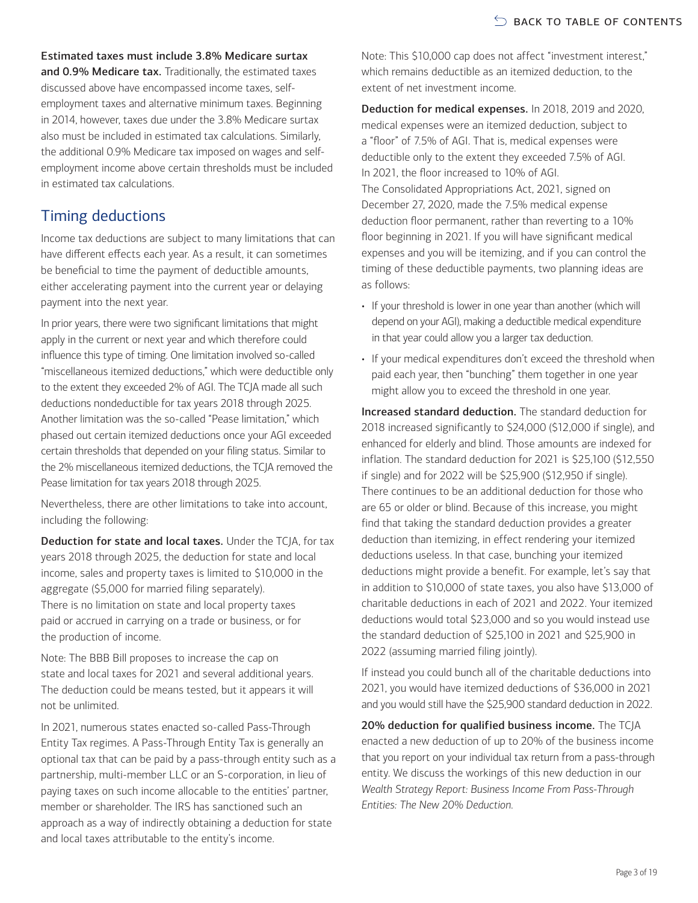**Estimated taxes must include 3.8% Medicare surtax and 0.9% Medicare tax.** Traditionally, the estimated taxes discussed above have encompassed income taxes, self-employment taxes and alternative minimum taxes. Beginning in 2014, however, taxes due under the 3.8% Medicare surtax also must be included in estimated tax calculations. Similarly, the additional 0.9% Medicare tax imposed on wages and self-employment income above certain thresholds must be included in estimated tax calculations.

## Timing deductions

Income tax deductions are subject to many limitations that can have different effects each year. As a result, it can sometimes be beneficial to time the payment of deductible amounts, either accelerating payment into the current year or delaying payment into the next year.

In prior years, there were two significant limitations that might apply in the current or next year and which therefore could influence this type of timing. One limitation involved so-called "miscellaneous itemized deductions," which were deductible only to the extent they exceeded 2% of AGI. The TCJA made all such deductions nondeductible for tax years 2018 through 2025. Another limitation was the so-called "Pease limitation," which phased out certain itemized deductions once your AGI exceeded certain thresholds that depended on your filing status. Similar to the 2% miscellaneous itemized deductions, the TCJA removed the Pease limitation for tax years 2018 through 2025.

Nevertheless, there are other limitations to take into account, including the following:

**Deduction for state and local taxes.** Under the TCJA, for tax years 2018 through 2025, the deduction for state and local income, sales and property taxes is limited to $10,000 in the aggregate ($5,000 for married filing separately). There is no limitation on state and local property taxes paid or accrued in carrying on a trade or business, or for the production of income.

Note: The BBB Bill proposes to increase the cap on state and local taxes for 2021 and several additional years. The deduction could be means tested, but it appears it will not be unlimited.

In 2021, numerous states enacted so-called Pass-Through Entity Tax regimes. A Pass-Through Entity Tax is generally an optional tax that can be paid by a pass-through entity such as a partnership, multi-member LLC or an S-corporation, in lieu of paying taxes on such income allocable to the entities' partner, member or shareholder. The IRS has sanctioned such an approach as a way of indirectly obtaining a deduction for state and local taxes attributable to the entity's income.

Note: This $10,000 cap does not affect "investment interest," which remains deductible as an itemized deduction, to the extent of net investment income.

**Deduction for medical expenses.** In 2018, 2019 and 2020, medical expenses were an itemized deduction, subject to a "floor" of 7.5% of AGI. That is, medical expenses were deductible only to the extent they exceeded 7.5% of AGI. In 2021, the floor increased to 10% of AGI. The Consolidated Appropriations Act, 2021, signed on December 27, 2020, made the 7.5% medical expense deduction floor permanent, rather than reverting to a 10% floor beginning in 2021. If you will have significant medical expenses and you will be itemizing, and if you can control the timing of these deductible payments, two planning ideas are as follows:

- If your threshold is lower in one year than another (which will depend on your AGI), making a deductible medical expenditure in that year could allow you a larger tax deduction.
- If your medical expenditures don't exceed the threshold when paid each year, then "bunching" them together in one year might allow you to exceed the threshold in one year.

**Increased standard deduction.** The standard deduction for 2018 increased significantly to $24,000 ($12,000 if single), and enhanced for elderly and blind. Those amounts are indexed for inflation. The standard deduction for 2021 is $25,100 ($12,550 if single) and for 2022 will be $25,900 ($12,950 if single). There continues to be an additional deduction for those who are 65 or older or blind. Because of this increase, you might find that taking the standard deduction provides a greater deduction than itemizing, in effect rendering your itemized deductions useless. In that case, bunching your itemized deductions might provide a benefit. For example, let's say that in addition to $10,000 of state taxes, you also have $13,000 of charitable deductions in each of 2021 and 2022. Your itemized deductions would total $23,000 and so you would instead use the standard deduction of $25,100 in 2021 and $25,900 in 2022 (assuming married filing jointly).

If instead you could bunch all of the charitable deductions into 2021, you would have itemized deductions of $36,000 in 2021 and you would still have the $25,900 standard deduction in 2022.

**20% deduction for qualified business income.** The TCJA enacted a new deduction of up to 20% of the business income that you report on your individual tax return from a pass-through entity. We discuss the workings of this new deduction in our *Wealth Strategy Report: Business Income From Pass-Through Entities: The New 20% Deduction.*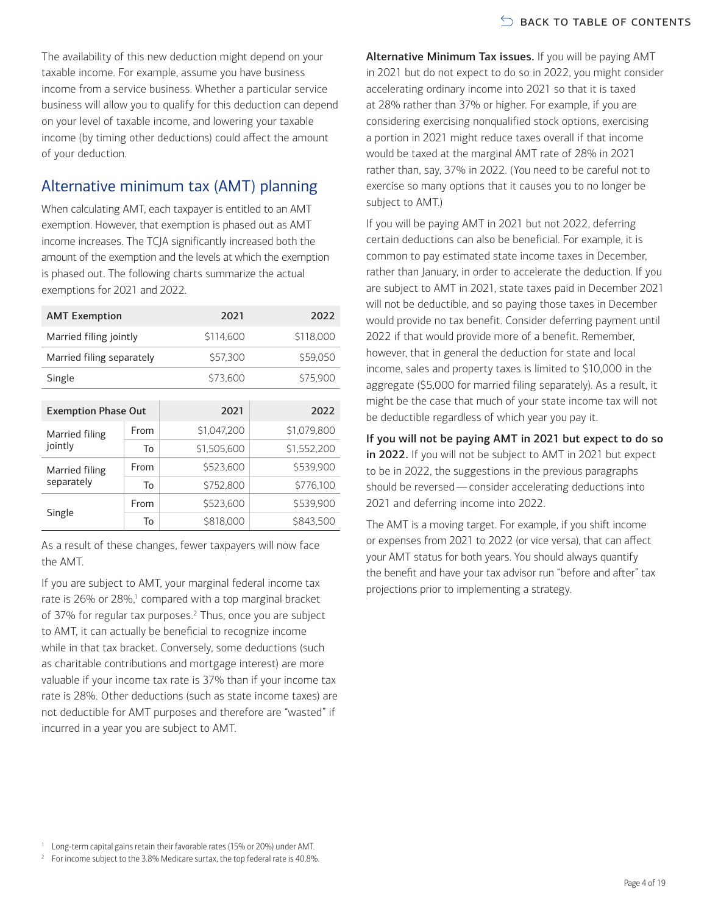The availability of this new deduction might depend on your taxable income. For example, assume you have business income from a service business. Whether a particular service business will allow you to qualify for this deduction can depend on your level of taxable income, and lowering your taxable income (by timing other deductions) could affect the amount of your deduction.

## Alternative minimum tax (AMT) planning

When calculating AMT, each taxpayer is entitled to an AMT exemption. However, that exemption is phased out as AMT income increases. The TCJA significantly increased both the amount of the exemption and the levels at which the exemption is phased out. The following charts summarize the actual exemptions for 2021 and 2022.

| AMT Exemption | 2021 | 2022 |
|---|---|---|
| Married filing jointly | $114,600 | $118,000 |
| Married filing separately | $57,300 | $59,050 |
| Single | $73,600 | $75,900 |

| Exemption Phase Out | | 2021 | 2022 |
|---|---|---|---|
| Married filing jointly | From | $1,047,200 | $1,079,800 |
| | To | $1,505,600 | $1,552,200 |
| Married filing separately | From | $523,600 | $539,900 |
| | To | $752,800 | $776,100 |
| Single | From | $523,600 | $539,900 |
| | To | $818,000 | $843,500 |

As a result of these changes, fewer taxpayers will now face the AMT.

If you are subject to AMT, your marginal federal income tax rate is 26% or 28%,[1] compared with a top marginal bracket of 37% for regular tax purposes.[2] Thus, once you are subject to AMT, it can actually be beneficial to recognize income while in that tax bracket. Conversely, some deductions (such as charitable contributions and mortgage interest) are more valuable if your income tax rate is 37% than if your income tax rate is 28%. Other deductions (such as state income taxes) are not deductible for AMT purposes and therefore are "wasted" if incurred in a year you are subject to AMT.

**Alternative Minimum Tax issues.** If you will be paying AMT in 2021 but do not expect to do so in 2022, you might consider accelerating ordinary income into 2021 so that it is taxed at 28% rather than 37% or higher. For example, if you are considering exercising nonqualified stock options, exercising a portion in 2021 might reduce taxes overall if that income would be taxed at the marginal AMT rate of 28% in 2021 rather than, say, 37% in 2022. (You need to be careful not to exercise so many options that it causes you to no longer be subject to AMT.)

If you will be paying AMT in 2021 but not 2022, deferring certain deductions can also be beneficial. For example, it is common to pay estimated state income taxes in December, rather than January, in order to accelerate the deduction. If you are subject to AMT in 2021, state taxes paid in December 2021 will not be deductible, and so paying those taxes in December would provide no tax benefit. Consider deferring payment until 2022 if that would provide more of a benefit. Remember, however, that in general the deduction for state and local income, sales and property taxes is limited to $10,000 in the aggregate ($5,000 for married filing separately). As a result, it might be the case that much of your state income tax will not be deductible regardless of which year you pay it.

**If you will not be paying AMT in 2021 but expect to do so in 2022.** If you will not be subject to AMT in 2021 but expect to be in 2022, the suggestions in the previous paragraphs should be reversed — consider accelerating deductions into 2021 and deferring income into 2022.

The AMT is a moving target. For example, if you shift income or expenses from 2021 to 2022 (or vice versa), that can affect your AMT status for both years. You should always quantify the benefit and have your tax advisor run "before and after" tax projections prior to implementing a strategy.

[1] Long-term capital gains retain their favorable rates (15% or 20%) under AMT.

[2] For income subject to the 3.8% Medicare surtax, the top federal rate is 40.8%.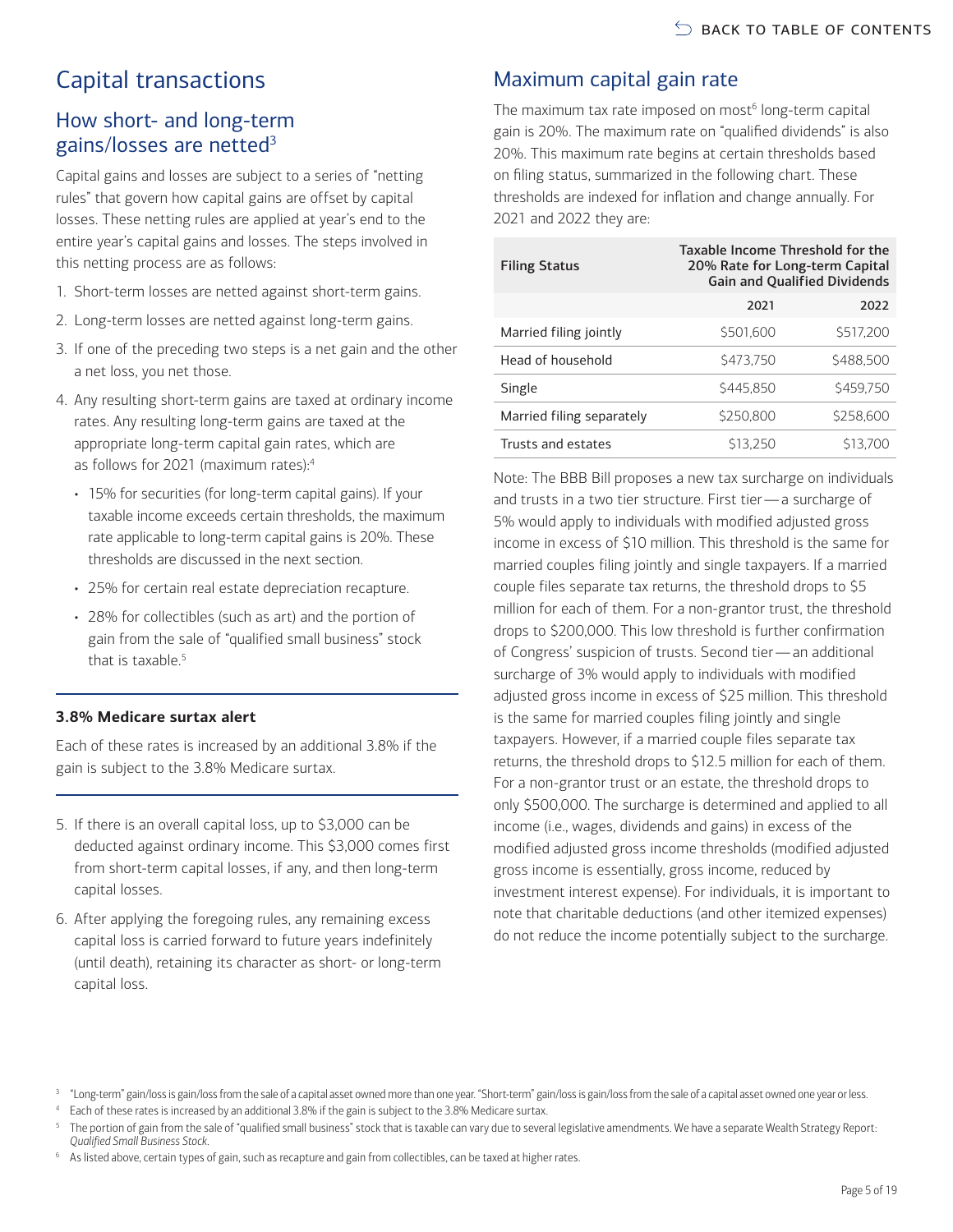# Capital transactions

## How short- and long-term gains/losses are netted[3]

Capital gains and losses are subject to a series of "netting rules" that govern how capital gains are offset by capital losses. These netting rules are applied at year's end to the entire year's capital gains and losses. The steps involved in this netting process are as follows:

1. Short-term losses are netted against short-term gains.
2. Long-term losses are netted against long-term gains.
3. If one of the preceding two steps is a net gain and the other a net loss, you net those.
4. Any resulting short-term gains are taxed at ordinary income rates. Any resulting long-term gains are taxed at the appropriate long-term capital gain rates, which are as follows for 2021 (maximum rates):[4]
   - 15% for securities (for long-term capital gains). If your taxable income exceeds certain thresholds, the maximum rate applicable to long-term capital gains is 20%. These thresholds are discussed in the next section.
   - 25% for certain real estate depreciation recapture.
   - 28% for collectibles (such as art) and the portion of gain from the sale of "qualified small business" stock that is taxable.[5]

**3.8% Medicare surtax alert**

Each of these rates is increased by an additional 3.8% if the gain is subject to the 3.8% Medicare surtax.

5. If there is an overall capital loss, up to $3,000 can be deducted against ordinary income. This $3,000 comes first from short-term capital losses, if any, and then long-term capital losses.
6. After applying the foregoing rules, any remaining excess capital loss is carried forward to future years indefinitely (until death), retaining its character as short- or long-term capital loss.

## Maximum capital gain rate

The maximum tax rate imposed on most[6] long-term capital gain is 20%. The maximum rate on "qualified dividends" is also 20%. This maximum rate begins at certain thresholds based on filing status, summarized in the following chart. These thresholds are indexed for inflation and change annually. For 2021 and 2022 they are:

| Filing Status | Taxable Income Threshold for the 20% Rate for Long-term Capital Gain and Qualified Dividends | |
|---|---|---|
| | 2021 | 2022 |
| Married filing jointly | $501,600 | $517,200 |
| Head of household | $473,750 | $488,500 |
| Single | $445,850 | $459,750 |
| Married filing separately | $250,800 | $258,600 |
| Trusts and estates | $13,250 | $13,700 |

Note: The BBB Bill proposes a new tax surcharge on individuals and trusts in a two tier structure. First tier — a surcharge of 5% would apply to individuals with modified adjusted gross income in excess of $10 million. This threshold is the same for married couples filing jointly and single taxpayers. If a married couple files separate tax returns, the threshold drops to $5 million for each of them. For a non-grantor trust, the threshold drops to $200,000. This low threshold is further confirmation of Congress' suspicion of trusts. Second tier — an additional surcharge of 3% would apply to individuals with modified adjusted gross income in excess of $25 million. This threshold is the same for married couples filing jointly and single taxpayers. However, if a married couple files separate tax returns, the threshold drops to $12.5 million for each of them. For a non-grantor trust or an estate, the threshold drops to only $500,000. The surcharge is determined and applied to all income (i.e., wages, dividends and gains) in excess of the modified adjusted gross income thresholds (modified adjusted gross income is essentially, gross income, reduced by investment interest expense). For individuals, it is important to note that charitable deductions (and other itemized expenses) do not reduce the income potentially subject to the surcharge.

---

[3] "Long-term" gain/loss is gain/loss from the sale of a capital asset owned more than one year. "Short-term" gain/loss is gain/loss from the sale of a capital asset owned one year or less.

[4] Each of these rates is increased by an additional 3.8% if the gain is subject to the 3.8% Medicare surtax.

[5] The portion of gain from the sale of "qualified small business" stock that is taxable can vary due to several legislative amendments. We have a separate Wealth Strategy Report: *Qualified Small Business Stock*.

[6] As listed above, certain types of gain, such as recapture and gain from collectibles, can be taxed at higher rates.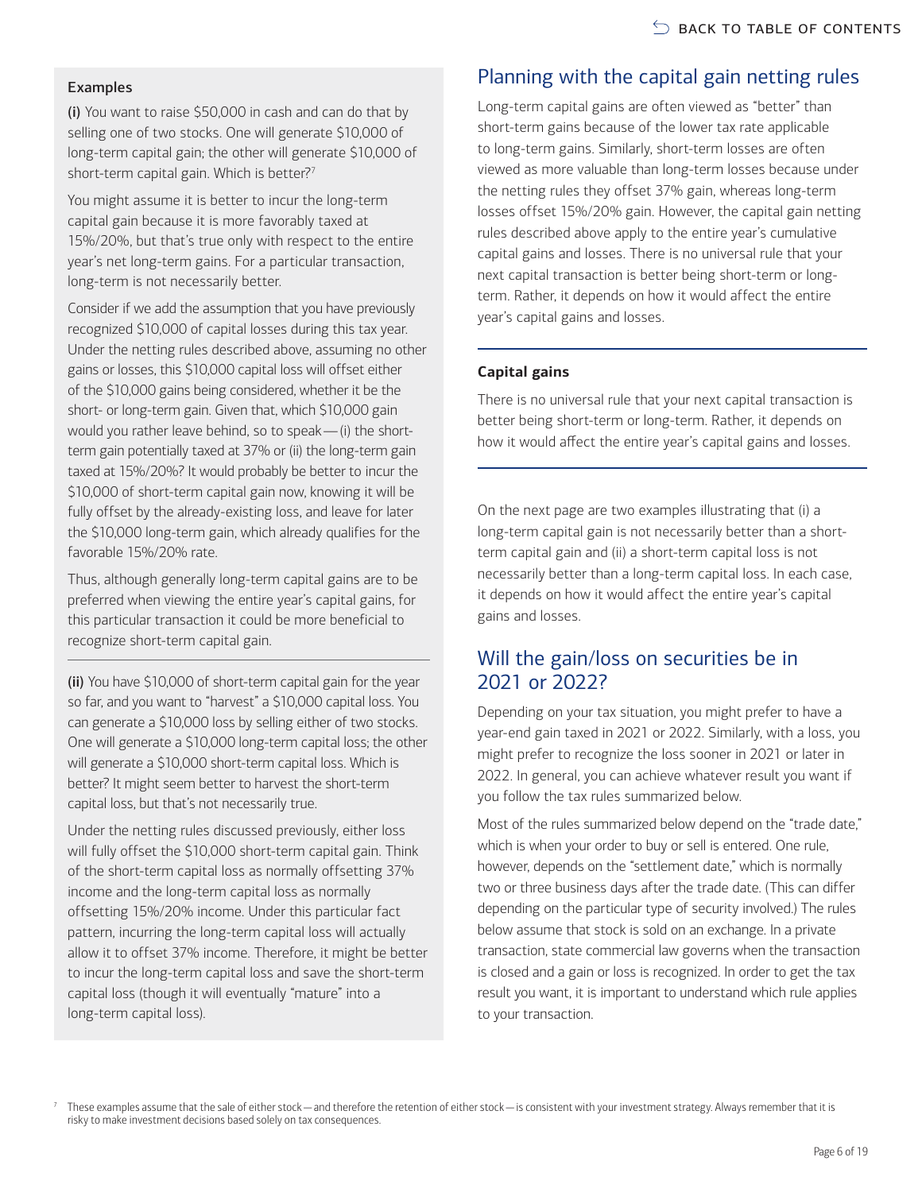### Examples

**(i)** You want to raise $50,000 in cash and can do that by selling one of two stocks. One will generate $10,000 of long-term capital gain; the other will generate $10,000 of short-term capital gain. Which is better?[7]

You might assume it is better to incur the long-term capital gain because it is more favorably taxed at 15%/20%, but that's true only with respect to the entire year's net long-term gains. For a particular transaction, long-term is not necessarily better.

Consider if we add the assumption that you have previously recognized $10,000 of capital losses during this tax year. Under the netting rules described above, assuming no other gains or losses, this $10,000 capital loss will offset either of the $10,000 gains being considered, whether it be the short- or long-term gain. Given that, which $10,000 gain would you rather leave behind, so to speak — (i) the short-term gain potentially taxed at 37% or (ii) the long-term gain taxed at 15%/20%? It would probably be better to incur the $10,000 of short-term capital gain now, knowing it will be fully offset by the already-existing loss, and leave for later the $10,000 long-term gain, which already qualifies for the favorable 15%/20% rate.

Thus, although generally long-term capital gains are to be preferred when viewing the entire year's capital gains, for this particular transaction it could be more beneficial to recognize short-term capital gain.

**(ii)** You have $10,000 of short-term capital gain for the year so far, and you want to "harvest" a $10,000 capital loss. You can generate a $10,000 loss by selling either of two stocks. One will generate a $10,000 long-term capital loss; the other will generate a $10,000 short-term capital loss. Which is better? It might seem better to harvest the short-term capital loss, but that's not necessarily true.

Under the netting rules discussed previously, either loss will fully offset the $10,000 short-term capital gain. Think of the short-term capital loss as normally offsetting 37% income and the long-term capital loss as normally offsetting 15%/20% income. Under this particular fact pattern, incurring the long-term capital loss will actually allow it to offset 37% income. Therefore, it might be better to incur the long-term capital loss and save the short-term capital loss (though it will eventually "mature" into a long-term capital loss).

## Planning with the capital gain netting rules

Long-term capital gains are often viewed as "better" than short-term gains because of the lower tax rate applicable to long-term gains. Similarly, short-term losses are often viewed as more valuable than long-term losses because under the netting rules they offset 37% gain, whereas long-term losses offset 15%/20% gain. However, the capital gain netting rules described above apply to the entire year's cumulative capital gains and losses. There is no universal rule that your next capital transaction is better being short-term or long-term. Rather, it depends on how it would affect the entire year's capital gains and losses.

---

**Capital gains**

There is no universal rule that your next capital transaction is better being short-term or long-term. Rather, it depends on how it would affect the entire year's capital gains and losses.

---

On the next page are two examples illustrating that (i) a long-term capital gain is not necessarily better than a short-term capital gain and (ii) a short-term capital loss is not necessarily better than a long-term capital loss. In each case, it depends on how it would affect the entire year's capital gains and losses.

## Will the gain/loss on securities be in 2021 or 2022?

Depending on your tax situation, you might prefer to have a year-end gain taxed in 2021 or 2022. Similarly, with a loss, you might prefer to recognize the loss sooner in 2021 or later in 2022. In general, you can achieve whatever result you want if you follow the tax rules summarized below.

Most of the rules summarized below depend on the "trade date," which is when your order to buy or sell is entered. One rule, however, depends on the "settlement date," which is normally two or three business days after the trade date. (This can differ depending on the particular type of security involved.) The rules below assume that stock is sold on an exchange. In a private transaction, state commercial law governs when the transaction is closed and a gain or loss is recognized. In order to get the tax result you want, it is important to understand which rule applies to your transaction.

[7] These examples assume that the sale of either stock — and therefore the retention of either stock — is consistent with your investment strategy. Always remember that it is risky to make investment decisions based solely on tax consequences.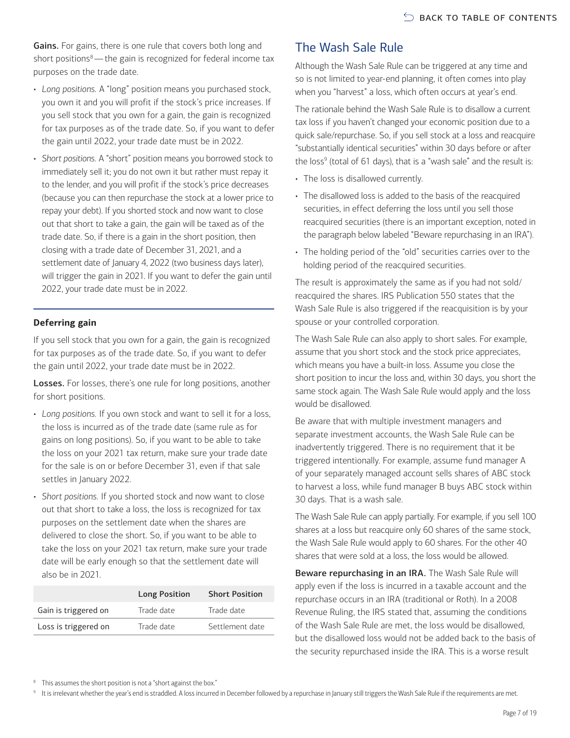**Gains.** For gains, there is one rule that covers both long and short positions[8] — the gain is recognized for federal income tax purposes on the trade date.

- *Long positions.* A "long" position means you purchased stock, you own it and you will profit if the stock's price increases. If you sell stock that you own for a gain, the gain is recognized for tax purposes as of the trade date. So, if you want to defer the gain until 2022, your trade date must be in 2022.
- *Short positions.* A "short" position means you borrowed stock to immediately sell it; you do not own it but rather must repay it to the lender, and you will profit if the stock's price decreases (because you can then repurchase the stock at a lower price to repay your debt). If you shorted stock and now want to close out that short to take a gain, the gain will be taxed as of the trade date. So, if there is a gain in the short position, then closing with a trade date of December 31, 2021, and a settlement date of January 4, 2022 (two business days later), will trigger the gain in 2021. If you want to defer the gain until 2022, your trade date must be in 2022.

### Deferring gain

If you sell stock that you own for a gain, the gain is recognized for tax purposes as of the trade date. So, if you want to defer the gain until 2022, your trade date must be in 2022.

**Losses.** For losses, there's one rule for long positions, another for short positions.

- *Long positions.* If you own stock and want to sell it for a loss, the loss is incurred as of the trade date (same rule as for gains on long positions). So, if you want to be able to take the loss on your 2021 tax return, make sure your trade date for the sale is on or before December 31, even if that sale settles in January 2022.
- *Short positions.* If you shorted stock and now want to close out that short to take a loss, the loss is recognized for tax purposes on the settlement date when the shares are delivered to close the short. So, if you want to be able to take the loss on your 2021 tax return, make sure your trade date will be early enough so that the settlement date will also be in 2021.

| | Long Position | Short Position |
|---|---|---|
| Gain is triggered on | Trade date | Trade date |
| Loss is triggered on | Trade date | Settlement date |

## The Wash Sale Rule

Although the Wash Sale Rule can be triggered at any time and so is not limited to year-end planning, it often comes into play when you "harvest" a loss, which often occurs at year's end.

The rationale behind the Wash Sale Rule is to disallow a current tax loss if you haven't changed your economic position due to a quick sale/repurchase. So, if you sell stock at a loss and reacquire "substantially identical securities" within 30 days before or after the loss[9] (total of 61 days), that is a "wash sale" and the result is:

- The loss is disallowed currently.
- The disallowed loss is added to the basis of the reacquired securities, in effect deferring the loss until you sell those reacquired securities (there is an important exception, noted in the paragraph below labeled "Beware repurchasing in an IRA").
- The holding period of the "old" securities carries over to the holding period of the reacquired securities.

The result is approximately the same as if you had not sold/reacquired the shares. IRS Publication 550 states that the Wash Sale Rule is also triggered if the reacquisition is by your spouse or your controlled corporation.

The Wash Sale Rule can also apply to short sales. For example, assume that you short stock and the stock price appreciates, which means you have a built-in loss. Assume you close the short position to incur the loss and, within 30 days, you short the same stock again. The Wash Sale Rule would apply and the loss would be disallowed.

Be aware that with multiple investment managers and separate investment accounts, the Wash Sale Rule can be inadvertently triggered. There is no requirement that it be triggered intentionally. For example, assume fund manager A of your separately managed account sells shares of ABC stock to harvest a loss, while fund manager B buys ABC stock within 30 days. That is a wash sale.

The Wash Sale Rule can apply partially. For example, if you sell 100 shares at a loss but reacquire only 60 shares of the same stock, the Wash Sale Rule would apply to 60 shares. For the other 40 shares that were sold at a loss, the loss would be allowed.

**Beware repurchasing in an IRA.** The Wash Sale Rule will apply even if the loss is incurred in a taxable account and the repurchase occurs in an IRA (traditional or Roth). In a 2008 Revenue Ruling, the IRS stated that, assuming the conditions of the Wash Sale Rule are met, the loss would be disallowed, but the disallowed loss would not be added back to the basis of the security repurchased inside the IRA. This is a worse result

[8] This assumes the short position is not a "short against the box."

[9] It is irrelevant whether the year's end is straddled. A loss incurred in December followed by a repurchase in January still triggers the Wash Sale Rule if the requirements are met.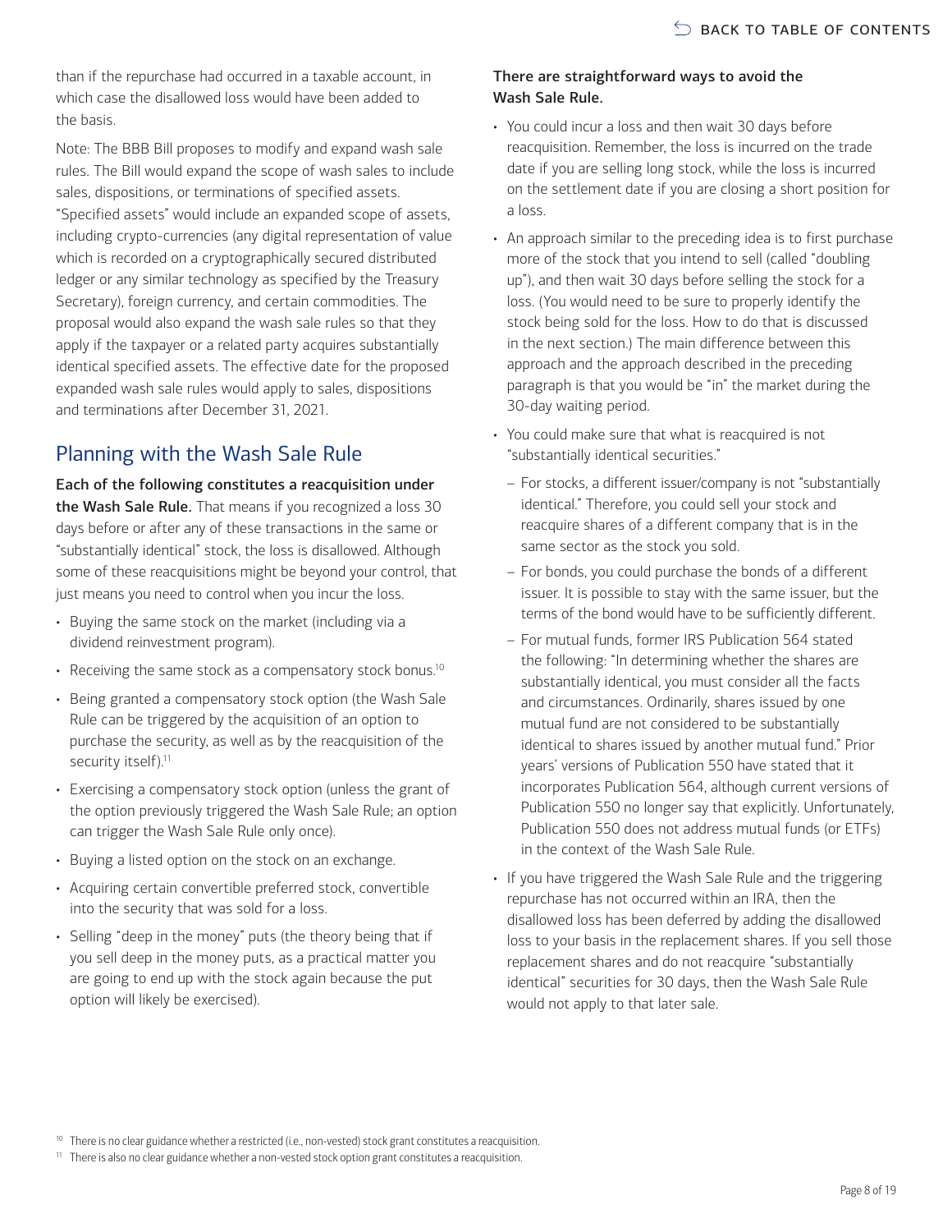than if the repurchase had occurred in a taxable account, in which case the disallowed loss would have been added to the basis.

Note: The BBB Bill proposes to modify and expand wash sale rules. The Bill would expand the scope of wash sales to include sales, dispositions, or terminations of specified assets. "Specified assets" would include an expanded scope of assets, including crypto-currencies (any digital representation of value which is recorded on a cryptographically secured distributed ledger or any similar technology as specified by the Treasury Secretary), foreign currency, and certain commodities. The proposal would also expand the wash sale rules so that they apply if the taxpayer or a related party acquires substantially identical specified assets. The effective date for the proposed expanded wash sale rules would apply to sales, dispositions and terminations after December 31, 2021.

## Planning with the Wash Sale Rule

**Each of the following constitutes a reacquisition under the Wash Sale Rule.** That means if you recognized a loss 30 days before or after any of these transactions in the same or "substantially identical" stock, the loss is disallowed. Although some of these reacquisitions might be beyond your control, that just means you need to control when you incur the loss.

- Buying the same stock on the market (including via a dividend reinvestment program).
- Receiving the same stock as a compensatory stock bonus.[10]
- Being granted a compensatory stock option (the Wash Sale Rule can be triggered by the acquisition of an option to purchase the security, as well as by the reacquisition of the security itself).[11]
- Exercising a compensatory stock option (unless the grant of the option previously triggered the Wash Sale Rule; an option can trigger the Wash Sale Rule only once).
- Buying a listed option on the stock on an exchange.
- Acquiring certain convertible preferred stock, convertible into the security that was sold for a loss.
- Selling "deep in the money" puts (the theory being that if you sell deep in the money puts, as a practical matter you are going to end up with the stock again because the put option will likely be exercised).

**There are straightforward ways to avoid the Wash Sale Rule.**

- You could incur a loss and then wait 30 days before reacquisition. Remember, the loss is incurred on the trade date if you are selling long stock, while the loss is incurred on the settlement date if you are closing a short position for a loss.
- An approach similar to the preceding idea is to first purchase more of the stock that you intend to sell (called "doubling up"), and then wait 30 days before selling the stock for a loss. (You would need to be sure to properly identify the stock being sold for the loss. How to do that is discussed in the next section.) The main difference between this approach and the approach described in the preceding paragraph is that you would be "in" the market during the 30-day waiting period.
- You could make sure that what is reacquired is not "substantially identical securities."
  - For stocks, a different issuer/company is not "substantially identical." Therefore, you could sell your stock and reacquire shares of a different company that is in the same sector as the stock you sold.
  - For bonds, you could purchase the bonds of a different issuer. It is possible to stay with the same issuer, but the terms of the bond would have to be sufficiently different.
  - For mutual funds, former IRS Publication 564 stated the following: "In determining whether the shares are substantially identical, you must consider all the facts and circumstances. Ordinarily, shares issued by one mutual fund are not considered to be substantially identical to shares issued by another mutual fund." Prior years' versions of Publication 550 have stated that it incorporates Publication 564, although current versions of Publication 550 no longer say that explicitly. Unfortunately, Publication 550 does not address mutual funds (or ETFs) in the context of the Wash Sale Rule.
- If you have triggered the Wash Sale Rule and the triggering repurchase has not occurred within an IRA, then the disallowed loss has been deferred by adding the disallowed loss to your basis in the replacement shares. If you sell those replacement shares and do not reacquire "substantially identical" securities for 30 days, then the Wash Sale Rule would not apply to that later sale.

[10] There is no clear guidance whether a restricted (i.e., non-vested) stock grant constitutes a reacquisition.

[11] There is also no clear guidance whether a non-vested stock option grant constitutes a reacquisition.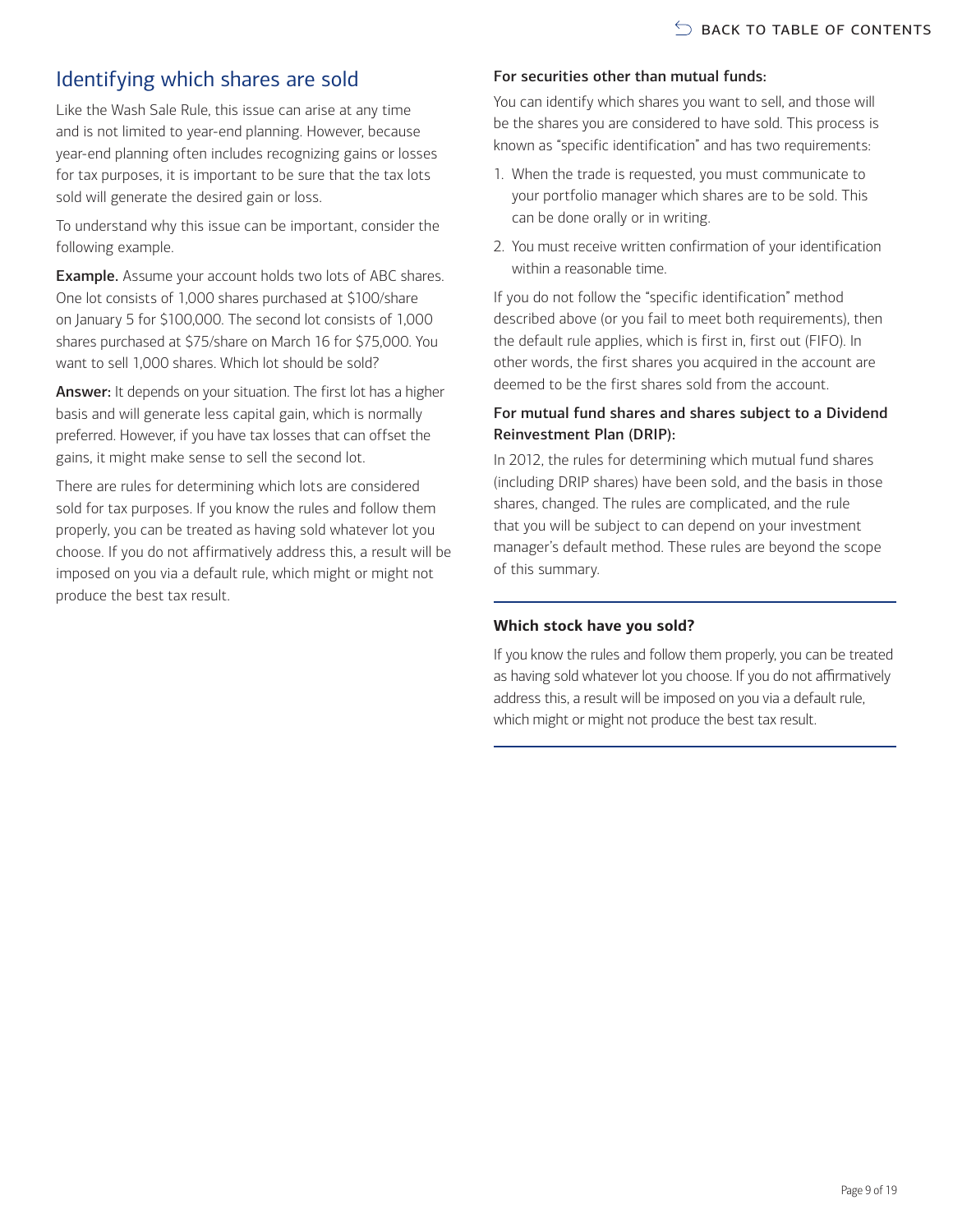## Identifying which shares are sold

Like the Wash Sale Rule, this issue can arise at any time and is not limited to year-end planning. However, because year-end planning often includes recognizing gains or losses for tax purposes, it is important to be sure that the tax lots sold will generate the desired gain or loss.

To understand why this issue can be important, consider the following example.

**Example.** Assume your account holds two lots of ABC shares. One lot consists of 1,000 shares purchased at $100/share on January 5 for $100,000. The second lot consists of 1,000 shares purchased at $75/share on March 16 for $75,000. You want to sell 1,000 shares. Which lot should be sold?

**Answer:** It depends on your situation. The first lot has a higher basis and will generate less capital gain, which is normally preferred. However, if you have tax losses that can offset the gains, it might make sense to sell the second lot.

There are rules for determining which lots are considered sold for tax purposes. If you know the rules and follow them properly, you can be treated as having sold whatever lot you choose. If you do not affirmatively address this, a result will be imposed on you via a default rule, which might or might not produce the best tax result.

### For securities other than mutual funds:

You can identify which shares you want to sell, and those will be the shares you are considered to have sold. This process is known as "specific identification" and has two requirements:

1. When the trade is requested, you must communicate to your portfolio manager which shares are to be sold. This can be done orally or in writing.
2. You must receive written confirmation of your identification within a reasonable time.

If you do not follow the "specific identification" method described above (or you fail to meet both requirements), then the default rule applies, which is first in, first out (FIFO). In other words, the first shares you acquired in the account are deemed to be the first shares sold from the account.

### For mutual fund shares and shares subject to a Dividend Reinvestment Plan (DRIP):

In 2012, the rules for determining which mutual fund shares (including DRIP shares) have been sold, and the basis in those shares, changed. The rules are complicated, and the rule that you will be subject to can depend on your investment manager's default method. These rules are beyond the scope of this summary.

---

**Which stock have you sold?**

If you know the rules and follow them properly, you can be treated as having sold whatever lot you choose. If you do not affirmatively address this, a result will be imposed on you via a default rule, which might or might not produce the best tax result.

---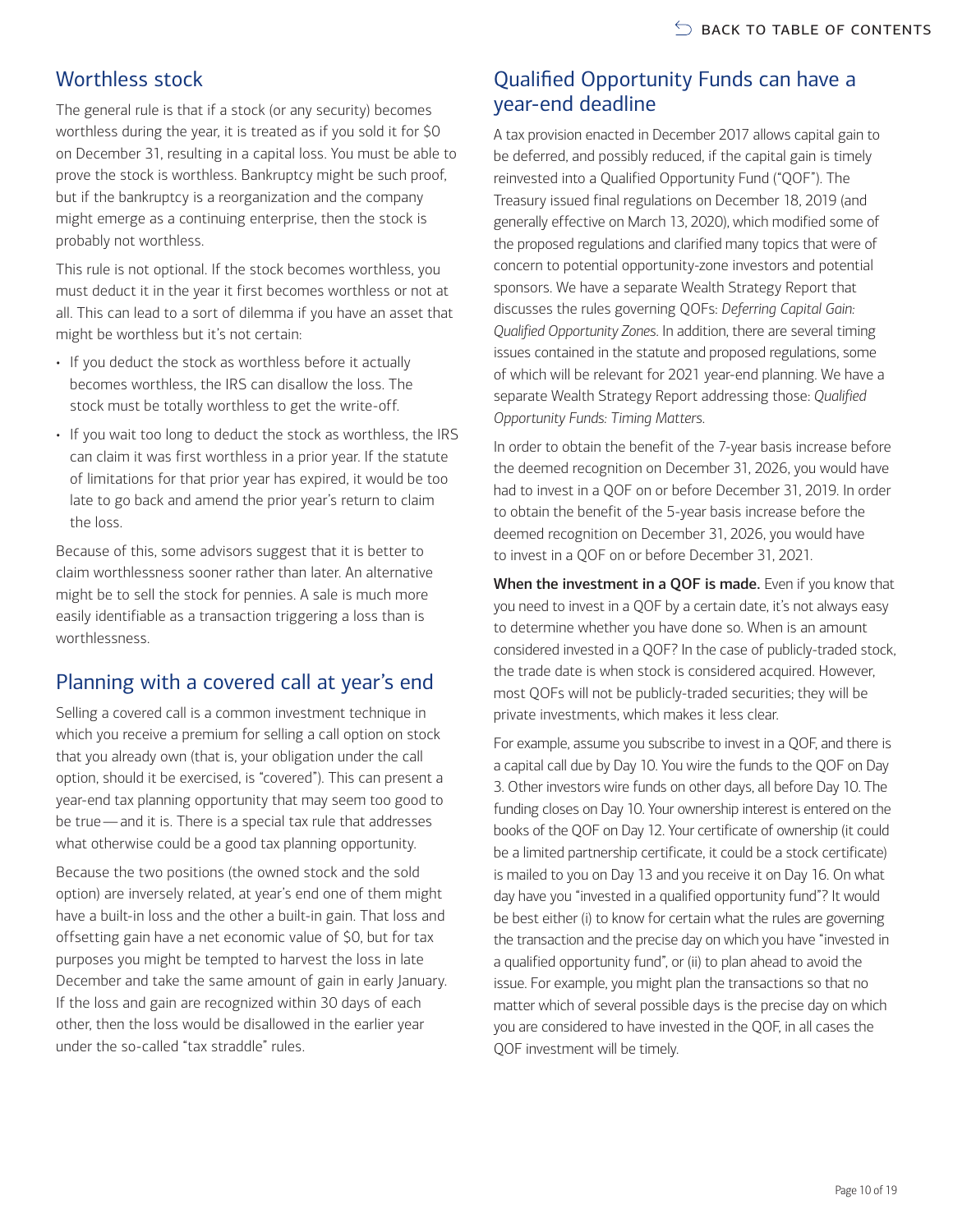## Worthless stock

The general rule is that if a stock (or any security) becomes worthless during the year, it is treated as if you sold it for $0 on December 31, resulting in a capital loss. You must be able to prove the stock is worthless. Bankruptcy might be such proof, but if the bankruptcy is a reorganization and the company might emerge as a continuing enterprise, then the stock is probably not worthless.

This rule is not optional. If the stock becomes worthless, you must deduct it in the year it first becomes worthless or not at all. This can lead to a sort of dilemma if you have an asset that might be worthless but it's not certain:

- If you deduct the stock as worthless before it actually becomes worthless, the IRS can disallow the loss. The stock must be totally worthless to get the write-off.
- If you wait too long to deduct the stock as worthless, the IRS can claim it was first worthless in a prior year. If the statute of limitations for that prior year has expired, it would be too late to go back and amend the prior year's return to claim the loss.

Because of this, some advisors suggest that it is better to claim worthlessness sooner rather than later. An alternative might be to sell the stock for pennies. A sale is much more easily identifiable as a transaction triggering a loss than is worthlessness.

## Planning with a covered call at year's end

Selling a covered call is a common investment technique in which you receive a premium for selling a call option on stock that you already own (that is, your obligation under the call option, should it be exercised, is "covered"). This can present a year-end tax planning opportunity that may seem too good to be true — and it is. There is a special tax rule that addresses what otherwise could be a good tax planning opportunity.

Because the two positions (the owned stock and the sold option) are inversely related, at year's end one of them might have a built-in loss and the other a built-in gain. That loss and offsetting gain have a net economic value of $0, but for tax purposes you might be tempted to harvest the loss in late December and take the same amount of gain in early January. If the loss and gain are recognized within 30 days of each other, then the loss would be disallowed in the earlier year under the so-called "tax straddle" rules.

## Qualified Opportunity Funds can have a year-end deadline

A tax provision enacted in December 2017 allows capital gain to be deferred, and possibly reduced, if the capital gain is timely reinvested into a Qualified Opportunity Fund ("QOF"). The Treasury issued final regulations on December 18, 2019 (and generally effective on March 13, 2020), which modified some of the proposed regulations and clarified many topics that were of concern to potential opportunity-zone investors and potential sponsors. We have a separate Wealth Strategy Report that discusses the rules governing QOFs: *Deferring Capital Gain: Qualified Opportunity Zones*. In addition, there are several timing issues contained in the statute and proposed regulations, some of which will be relevant for 2021 year-end planning. We have a separate Wealth Strategy Report addressing those: *Qualified Opportunity Funds: Timing Matters*.

In order to obtain the benefit of the 7-year basis increase before the deemed recognition on December 31, 2026, you would have had to invest in a QOF on or before December 31, 2019. In order to obtain the benefit of the 5-year basis increase before the deemed recognition on December 31, 2026, you would have to invest in a QOF on or before December 31, 2021.

**When the investment in a QOF is made.** Even if you know that you need to invest in a QOF by a certain date, it's not always easy to determine whether you have done so. When is an amount considered invested in a QOF? In the case of publicly-traded stock, the trade date is when stock is considered acquired. However, most QOFs will not be publicly-traded securities; they will be private investments, which makes it less clear.

For example, assume you subscribe to invest in a QOF, and there is a capital call due by Day 10. You wire the funds to the QOF on Day 3. Other investors wire funds on other days, all before Day 10. The funding closes on Day 10. Your ownership interest is entered on the books of the QOF on Day 12. Your certificate of ownership (it could be a limited partnership certificate, it could be a stock certificate) is mailed to you on Day 13 and you receive it on Day 16. On what day have you "invested in a qualified opportunity fund"? It would be best either (i) to know for certain what the rules are governing the transaction and the precise day on which you have "invested in a qualified opportunity fund", or (ii) to plan ahead to avoid the issue. For example, you might plan the transactions so that no matter which of several possible days is the precise day on which you are considered to have invested in the QOF, in all cases the QOF investment will be timely.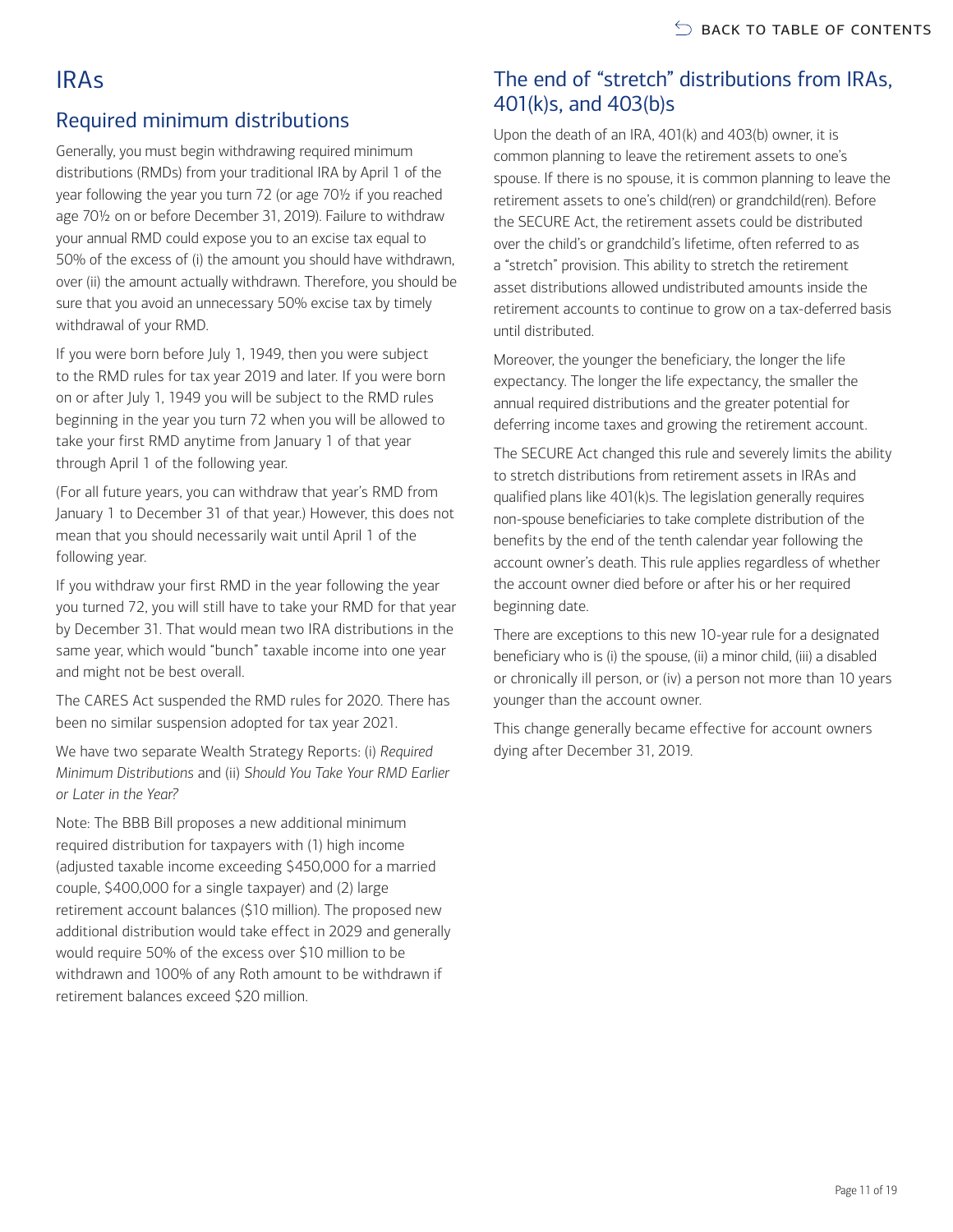# IRAs

## Required minimum distributions

Generally, you must begin withdrawing required minimum distributions (RMDs) from your traditional IRA by April 1 of the year following the year you turn 72 (or age 70½ if you reached age 70½ on or before December 31, 2019). Failure to withdraw your annual RMD could expose you to an excise tax equal to 50% of the excess of (i) the amount you should have withdrawn, over (ii) the amount actually withdrawn. Therefore, you should be sure that you avoid an unnecessary 50% excise tax by timely withdrawal of your RMD.

If you were born before July 1, 1949, then you were subject to the RMD rules for tax year 2019 and later. If you were born on or after July 1, 1949 you will be subject to the RMD rules beginning in the year you turn 72 when you will be allowed to take your first RMD anytime from January 1 of that year through April 1 of the following year.

(For all future years, you can withdraw that year's RMD from January 1 to December 31 of that year.) However, this does not mean that you should necessarily wait until April 1 of the following year.

If you withdraw your first RMD in the year following the year you turned 72, you will still have to take your RMD for that year by December 31. That would mean two IRA distributions in the same year, which would "bunch" taxable income into one year and might not be best overall.

The CARES Act suspended the RMD rules for 2020. There has been no similar suspension adopted for tax year 2021.

We have two separate Wealth Strategy Reports: (i) *Required Minimum Distributions* and (ii) *Should You Take Your RMD Earlier or Later in the Year?*

Note: The BBB Bill proposes a new additional minimum required distribution for taxpayers with (1) high income (adjusted taxable income exceeding $450,000 for a married couple, $400,000 for a single taxpayer) and (2) large retirement account balances ($10 million). The proposed new additional distribution would take effect in 2029 and generally would require 50% of the excess over $10 million to be withdrawn and 100% of any Roth amount to be withdrawn if retirement balances exceed $20 million.

## The end of "stretch" distributions from IRAs, 401(k)s, and 403(b)s

Upon the death of an IRA, 401(k) and 403(b) owner, it is common planning to leave the retirement assets to one's spouse. If there is no spouse, it is common planning to leave the retirement assets to one's child(ren) or grandchild(ren). Before the SECURE Act, the retirement assets could be distributed over the child's or grandchild's lifetime, often referred to as a "stretch" provision. This ability to stretch the retirement asset distributions allowed undistributed amounts inside the retirement accounts to continue to grow on a tax-deferred basis until distributed.

Moreover, the younger the beneficiary, the longer the life expectancy. The longer the life expectancy, the smaller the annual required distributions and the greater potential for deferring income taxes and growing the retirement account.

The SECURE Act changed this rule and severely limits the ability to stretch distributions from retirement assets in IRAs and qualified plans like 401(k)s. The legislation generally requires non-spouse beneficiaries to take complete distribution of the benefits by the end of the tenth calendar year following the account owner's death. This rule applies regardless of whether the account owner died before or after his or her required beginning date.

There are exceptions to this new 10-year rule for a designated beneficiary who is (i) the spouse, (ii) a minor child, (iii) a disabled or chronically ill person, or (iv) a person not more than 10 years younger than the account owner.

This change generally became effective for account owners dying after December 31, 2019.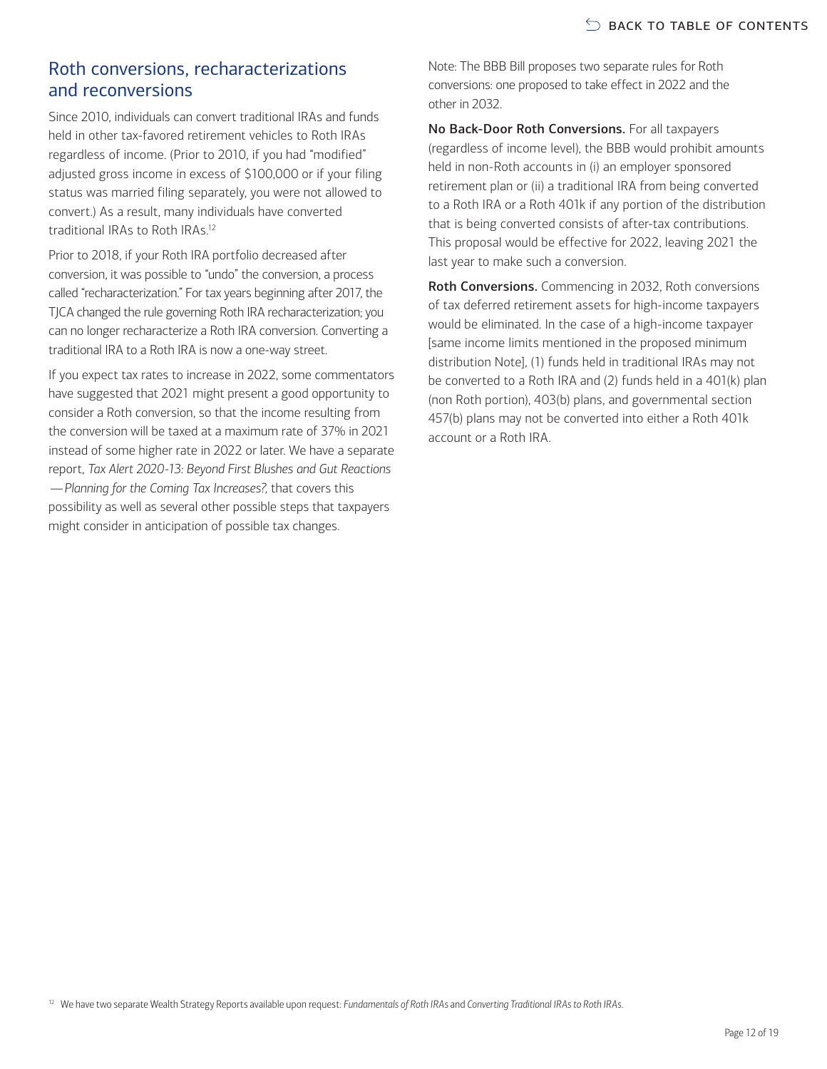## Roth conversions, recharacterizations and reconversions

Since 2010, individuals can convert traditional IRAs and funds held in other tax-favored retirement vehicles to Roth IRAs regardless of income. (Prior to 2010, if you had "modified" adjusted gross income in excess of $100,000 or if your filing status was married filing separately, you were not allowed to convert.) As a result, many individuals have converted traditional IRAs to Roth IRAs.[12]

Prior to 2018, if your Roth IRA portfolio decreased after conversion, it was possible to "undo" the conversion, a process called "recharacterization." For tax years beginning after 2017, the TJCA changed the rule governing Roth IRA recharacterization; you can no longer recharacterize a Roth IRA conversion. Converting a traditional IRA to a Roth IRA is now a one-way street.

If you expect tax rates to increase in 2022, some commentators have suggested that 2021 might present a good opportunity to consider a Roth conversion, so that the income resulting from the conversion will be taxed at a maximum rate of 37% in 2021 instead of some higher rate in 2022 or later. We have a separate report, *Tax Alert 2020-13: Beyond First Blushes and Gut Reactions —Planning for the Coming Tax Increases?,* that covers this possibility as well as several other possible steps that taxpayers might consider in anticipation of possible tax changes.

Note: The BBB Bill proposes two separate rules for Roth conversions: one proposed to take effect in 2022 and the other in 2032.

**No Back-Door Roth Conversions.** For all taxpayers (regardless of income level), the BBB would prohibit amounts held in non-Roth accounts in (i) an employer sponsored retirement plan or (ii) a traditional IRA from being converted to a Roth IRA or a Roth 401k if any portion of the distribution that is being converted consists of after-tax contributions. This proposal would be effective for 2022, leaving 2021 the last year to make such a conversion.

**Roth Conversions.** Commencing in 2032, Roth conversions of tax deferred retirement assets for high-income taxpayers would be eliminated. In the case of a high-income taxpayer [same income limits mentioned in the proposed minimum distribution Note], (1) funds held in traditional IRAs may not be converted to a Roth IRA and (2) funds held in a 401(k) plan (non Roth portion), 403(b) plans, and governmental section 457(b) plans may not be converted into either a Roth 401k account or a Roth IRA.

[12] We have two separate Wealth Strategy Reports available upon request: *Fundamentals of Roth IRAs* and *Converting Traditional IRAs to Roth IRAs.*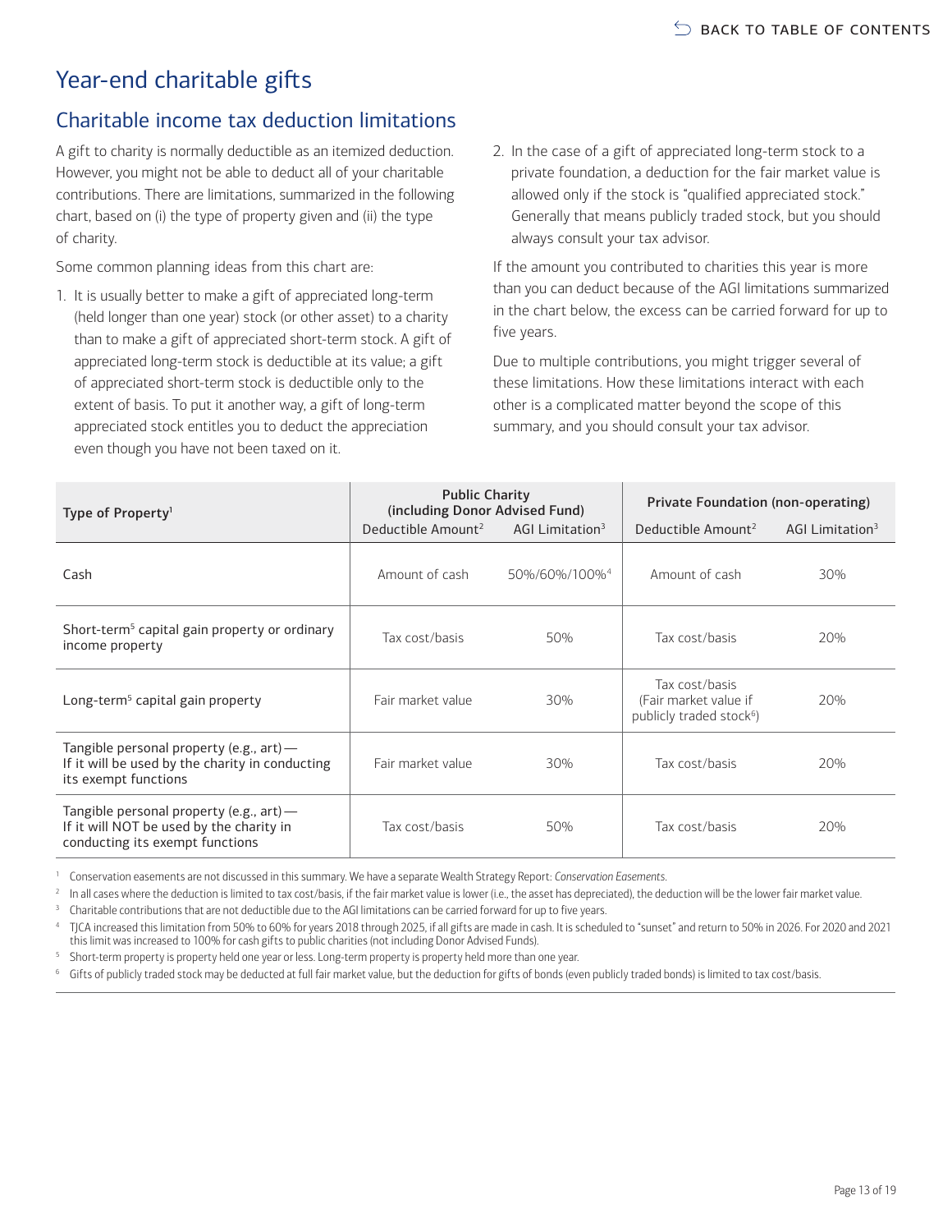# Year-end charitable gifts

## Charitable income tax deduction limitations

A gift to charity is normally deductible as an itemized deduction. However, you might not be able to deduct all of your charitable contributions. There are limitations, summarized in the following chart, based on (i) the type of property given and (ii) the type of charity.

Some common planning ideas from this chart are:

1. It is usually better to make a gift of appreciated long-term (held longer than one year) stock (or other asset) to a charity than to make a gift of appreciated short-term stock. A gift of appreciated long-term stock is deductible at its value; a gift of appreciated short-term stock is deductible only to the extent of basis. To put it another way, a gift of long-term appreciated stock entitles you to deduct the appreciation even though you have not been taxed on it.
2. In the case of a gift of appreciated long-term stock to a private foundation, a deduction for the fair market value is allowed only if the stock is "qualified appreciated stock." Generally that means publicly traded stock, but you should always consult your tax advisor.

If the amount you contributed to charities this year is more than you can deduct because of the AGI limitations summarized in the chart below, the excess can be carried forward for up to five years.

Due to multiple contributions, you might trigger several of these limitations. How these limitations interact with each other is a complicated matter beyond the scope of this summary, and you should consult your tax advisor.

| Type of Property[1] | Public Charity (including Donor Advised Fund) | | Private Foundation (non-operating) | |
|---|---|---|---|---|
| | Deductible Amount[2] | AGI Limitation[3] | Deductible Amount[2] | AGI Limitation[3] |
| Cash | Amount of cash | 50%/60%/100%[4] | Amount of cash | 30% |
| Short-term[5] capital gain property or ordinary income property | Tax cost/basis | 50% | Tax cost/basis | 20% |
| Long-term[5] capital gain property | Fair market value | 30% | Tax cost/basis (Fair market value if publicly traded stock[6]) | 20% |
| Tangible personal property (e.g., art) — If it will be used by the charity in conducting its exempt functions | Fair market value | 30% | Tax cost/basis | 20% |
| Tangible personal property (e.g., art) — If it will NOT be used by the charity in conducting its exempt functions | Tax cost/basis | 50% | Tax cost/basis | 20% |

[1] Conservation easements are not discussed in this summary. We have a separate Wealth Strategy Report: *Conservation Easements*.

[2] In all cases where the deduction is limited to tax cost/basis, if the fair market value is lower (i.e., the asset has depreciated), the deduction will be the lower fair market value.

[3] Charitable contributions that are not deductible due to the AGI limitations can be carried forward for up to five years.

[4] TJCA increased this limitation from 50% to 60% for years 2018 through 2025, if all gifts are made in cash. It is scheduled to "sunset" and return to 50% in 2026. For 2020 and 2021 this limit was increased to 100% for cash gifts to public charities (not including Donor Advised Funds).

[5] Short-term property is property held one year or less. Long-term property is property held more than one year.

[6] Gifts of publicly traded stock may be deducted at full fair market value, but the deduction for gifts of bonds (even publicly traded bonds) is limited to tax cost/basis.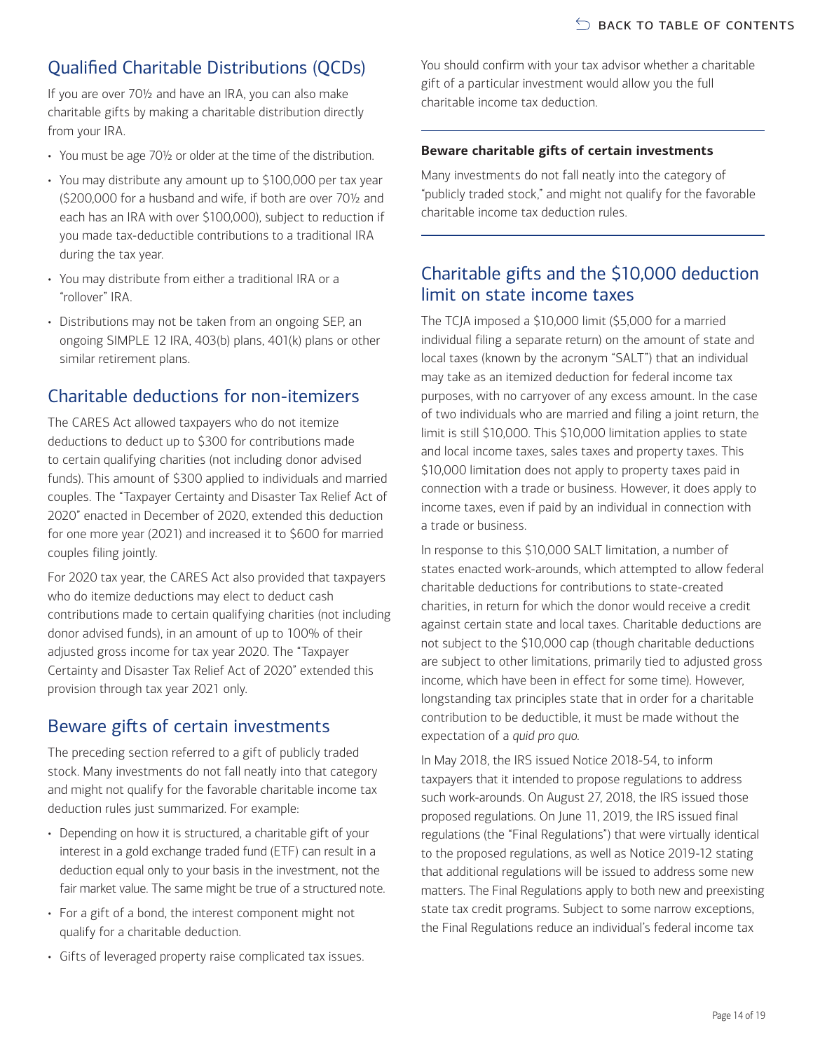## Qualified Charitable Distributions (QCDs)

If you are over 70½ and have an IRA, you can also make charitable gifts by making a charitable distribution directly from your IRA.

- You must be age 70½ or older at the time of the distribution.
- You may distribute any amount up to $100,000 per tax year ($200,000 for a husband and wife, if both are over 70½ and each has an IRA with over $100,000), subject to reduction if you made tax-deductible contributions to a traditional IRA during the tax year.
- You may distribute from either a traditional IRA or a "rollover" IRA.
- Distributions may not be taken from an ongoing SEP, an ongoing SIMPLE 12 IRA, 403(b) plans, 401(k) plans or other similar retirement plans.

## Charitable deductions for non-itemizers

The CARES Act allowed taxpayers who do not itemize deductions to deduct up to $300 for contributions made to certain qualifying charities (not including donor advised funds). This amount of $300 applied to individuals and married couples. The "Taxpayer Certainty and Disaster Tax Relief Act of 2020" enacted in December of 2020, extended this deduction for one more year (2021) and increased it to $600 for married couples filing jointly.

For 2020 tax year, the CARES Act also provided that taxpayers who do itemize deductions may elect to deduct cash contributions made to certain qualifying charities (not including donor advised funds), in an amount of up to 100% of their adjusted gross income for tax year 2020. The "Taxpayer Certainty and Disaster Tax Relief Act of 2020" extended this provision through tax year 2021 only.

## Beware gifts of certain investments

The preceding section referred to a gift of publicly traded stock. Many investments do not fall neatly into that category and might not qualify for the favorable charitable income tax deduction rules just summarized. For example:

- Depending on how it is structured, a charitable gift of your interest in a gold exchange traded fund (ETF) can result in a deduction equal only to your basis in the investment, not the fair market value. The same might be true of a structured note.
- For a gift of a bond, the interest component might not qualify for a charitable deduction.
- Gifts of leveraged property raise complicated tax issues.

You should confirm with your tax advisor whether a charitable gift of a particular investment would allow you the full charitable income tax deduction.

**Beware charitable gifts of certain investments**

Many investments do not fall neatly into the category of "publicly traded stock," and might not qualify for the favorable charitable income tax deduction rules.

## Charitable gifts and the $10,000 deduction limit on state income taxes

The TCJA imposed a $10,000 limit ($5,000 for a married individual filing a separate return) on the amount of state and local taxes (known by the acronym "SALT") that an individual may take as an itemized deduction for federal income tax purposes, with no carryover of any excess amount. In the case of two individuals who are married and filing a joint return, the limit is still $10,000. This $10,000 limitation applies to state and local income taxes, sales taxes and property taxes. This $10,000 limitation does not apply to property taxes paid in connection with a trade or business. However, it does apply to income taxes, even if paid by an individual in connection with a trade or business.

In response to this $10,000 SALT limitation, a number of states enacted work-arounds, which attempted to allow federal charitable deductions for contributions to state-created charities, in return for which the donor would receive a credit against certain state and local taxes. Charitable deductions are not subject to the $10,000 cap (though charitable deductions are subject to other limitations, primarily tied to adjusted gross income, which have been in effect for some time). However, longstanding tax principles state that in order for a charitable contribution to be deductible, it must be made without the expectation of a *quid pro quo*.

In May 2018, the IRS issued Notice 2018-54, to inform taxpayers that it intended to propose regulations to address such work-arounds. On August 27, 2018, the IRS issued those proposed regulations. On June 11, 2019, the IRS issued final regulations (the "Final Regulations") that were virtually identical to the proposed regulations, as well as Notice 2019-12 stating that additional regulations will be issued to address some new matters. The Final Regulations apply to both new and preexisting state tax credit programs. Subject to some narrow exceptions, the Final Regulations reduce an individual's federal income tax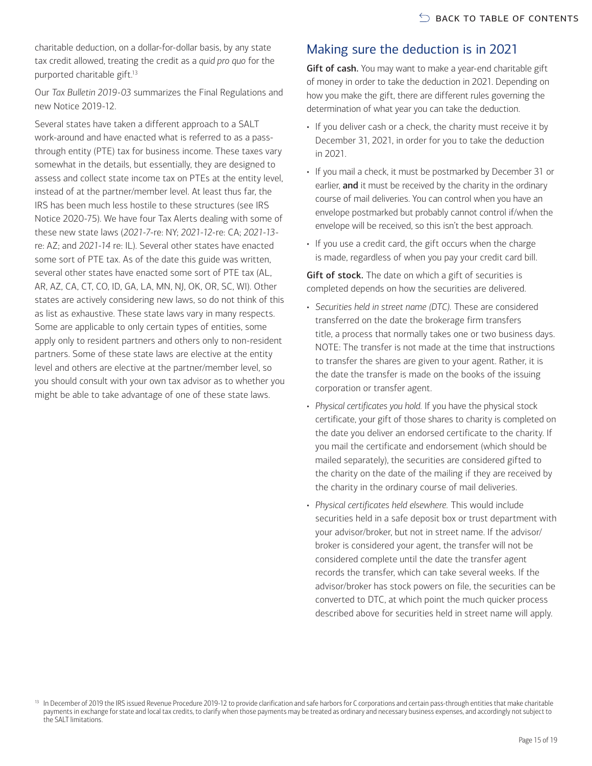charitable deduction, on a dollar-for-dollar basis, by any state tax credit allowed, treating the credit as a *quid pro quo* for the purported charitable gift.[13]

Our *Tax Bulletin 2019-03* summarizes the Final Regulations and new Notice 2019-12.

Several states have taken a different approach to a SALT work-around and have enacted what is referred to as a pass-through entity (PTE) tax for business income. These taxes vary somewhat in the details, but essentially, they are designed to assess and collect state income tax on PTEs at the entity level, instead of at the partner/member level. At least thus far, the IRS has been much less hostile to these structures (see IRS Notice 2020-75). We have four Tax Alerts dealing with some of these new state laws (*2021-7*-re: NY; *2021-12*-re: CA; *2021-13*-re: AZ; and *2021-14* re: IL). Several other states have enacted some sort of PTE tax. As of the date this guide was written, several other states have enacted some sort of PTE tax (AL, AR, AZ, CA, CT, CO, ID, GA, LA, MN, NJ, OK, OR, SC, WI). Other states are actively considering new laws, so do not think of this as list as exhaustive. These state laws vary in many respects. Some are applicable to only certain types of entities, some apply only to resident partners and others only to non-resident partners. Some of these state laws are elective at the entity level and others are elective at the partner/member level, so you should consult with your own tax advisor as to whether you might be able to take advantage of one of these state laws.

## Making sure the deduction is in 2021

**Gift of cash.** You may want to make a year-end charitable gift of money in order to take the deduction in 2021. Depending on how you make the gift, there are different rules governing the determination of what year you can take the deduction.

- If you deliver cash or a check, the charity must receive it by December 31, 2021, in order for you to take the deduction in 2021.
- If you mail a check, it must be postmarked by December 31 or earlier, **and** it must be received by the charity in the ordinary course of mail deliveries. You can control when you have an envelope postmarked but probably cannot control if/when the envelope will be received, so this isn't the best approach.
- If you use a credit card, the gift occurs when the charge is made, regardless of when you pay your credit card bill.

**Gift of stock.** The date on which a gift of securities is completed depends on how the securities are delivered.

- *Securities held in street name (DTC).* These are considered transferred on the date the brokerage firm transfers title, a process that normally takes one or two business days. NOTE: The transfer is not made at the time that instructions to transfer the shares are given to your agent. Rather, it is the date the transfer is made on the books of the issuing corporation or transfer agent.
- *Physical certificates you hold.* If you have the physical stock certificate, your gift of those shares to charity is completed on the date you deliver an endorsed certificate to the charity. If you mail the certificate and endorsement (which should be mailed separately), the securities are considered gifted to the charity on the date of the mailing if they are received by the charity in the ordinary course of mail deliveries.
- *Physical certificates held elsewhere.* This would include securities held in a safe deposit box or trust department with your advisor/broker, but not in street name. If the advisor/broker is considered your agent, the transfer will not be considered complete until the date the transfer agent records the transfer, which can take several weeks. If the advisor/broker has stock powers on file, the securities can be converted to DTC, at which point the much quicker process described above for securities held in street name will apply.

[13] In December of 2019 the IRS issued Revenue Procedure 2019-12 to provide clarification and safe harbors for C corporations and certain pass-through entities that make charitable payments in exchange for state and local tax credits, to clarify when those payments may be treated as ordinary and necessary business expenses, and accordingly not subject to the SALT limitations.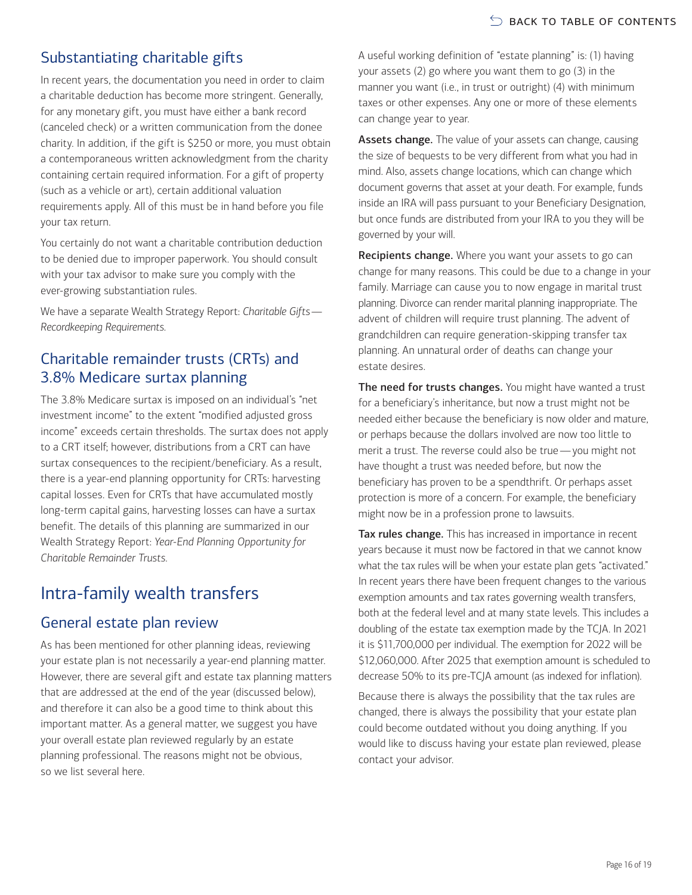## Substantiating charitable gifts

In recent years, the documentation you need in order to claim a charitable deduction has become more stringent. Generally, for any monetary gift, you must have either a bank record (canceled check) or a written communication from the donee charity. In addition, if the gift is $250 or more, you must obtain a contemporaneous written acknowledgment from the charity containing certain required information. For a gift of property (such as a vehicle or art), certain additional valuation requirements apply. All of this must be in hand before you file your tax return.

You certainly do not want a charitable contribution deduction to be denied due to improper paperwork. You should consult with your tax advisor to make sure you comply with the ever-growing substantiation rules.

We have a separate Wealth Strategy Report: *Charitable Gifts—Recordkeeping Requirements.*

## Charitable remainder trusts (CRTs) and 3.8% Medicare surtax planning

The 3.8% Medicare surtax is imposed on an individual's "net investment income" to the extent "modified adjusted gross income" exceeds certain thresholds. The surtax does not apply to a CRT itself; however, distributions from a CRT can have surtax consequences to the recipient/beneficiary. As a result, there is a year-end planning opportunity for CRTs: harvesting capital losses. Even for CRTs that have accumulated mostly long-term capital gains, harvesting losses can have a surtax benefit. The details of this planning are summarized in our Wealth Strategy Report: *Year-End Planning Opportunity for Charitable Remainder Trusts.*

# Intra-family wealth transfers

## General estate plan review

As has been mentioned for other planning ideas, reviewing your estate plan is not necessarily a year-end planning matter. However, there are several gift and estate tax planning matters that are addressed at the end of the year (discussed below), and therefore it can also be a good time to think about this important matter. As a general matter, we suggest you have your overall estate plan reviewed regularly by an estate planning professional. The reasons might not be obvious, so we list several here.

A useful working definition of "estate planning" is: (1) having your assets (2) go where you want them to go (3) in the manner you want (i.e., in trust or outright) (4) with minimum taxes or other expenses. Any one or more of these elements can change year to year.

**Assets change.** The value of your assets can change, causing the size of bequests to be very different from what you had in mind. Also, assets change locations, which can change which document governs that asset at your death. For example, funds inside an IRA will pass pursuant to your Beneficiary Designation, but once funds are distributed from your IRA to you they will be governed by your will.

**Recipients change.** Where you want your assets to go can change for many reasons. This could be due to a change in your family. Marriage can cause you to now engage in marital trust planning. Divorce can render marital planning inappropriate. The advent of children will require trust planning. The advent of grandchildren can require generation-skipping transfer tax planning. An unnatural order of deaths can change your estate desires.

**The need for trusts changes.** You might have wanted a trust for a beneficiary's inheritance, but now a trust might not be needed either because the beneficiary is now older and mature, or perhaps because the dollars involved are now too little to merit a trust. The reverse could also be true—you might not have thought a trust was needed before, but now the beneficiary has proven to be a spendthrift. Or perhaps asset protection is more of a concern. For example, the beneficiary might now be in a profession prone to lawsuits.

**Tax rules change.** This has increased in importance in recent years because it must now be factored in that we cannot know what the tax rules will be when your estate plan gets "activated." In recent years there have been frequent changes to the various exemption amounts and tax rates governing wealth transfers, both at the federal level and at many state levels. This includes a doubling of the estate tax exemption made by the TCJA. In 2021 it is $11,700,000 per individual. The exemption for 2022 will be $12,060,000. After 2025 that exemption amount is scheduled to decrease 50% to its pre-TCJA amount (as indexed for inflation).

Because there is always the possibility that the tax rules are changed, there is always the possibility that your estate plan could become outdated without you doing anything. If you would like to discuss having your estate plan reviewed, please contact your advisor.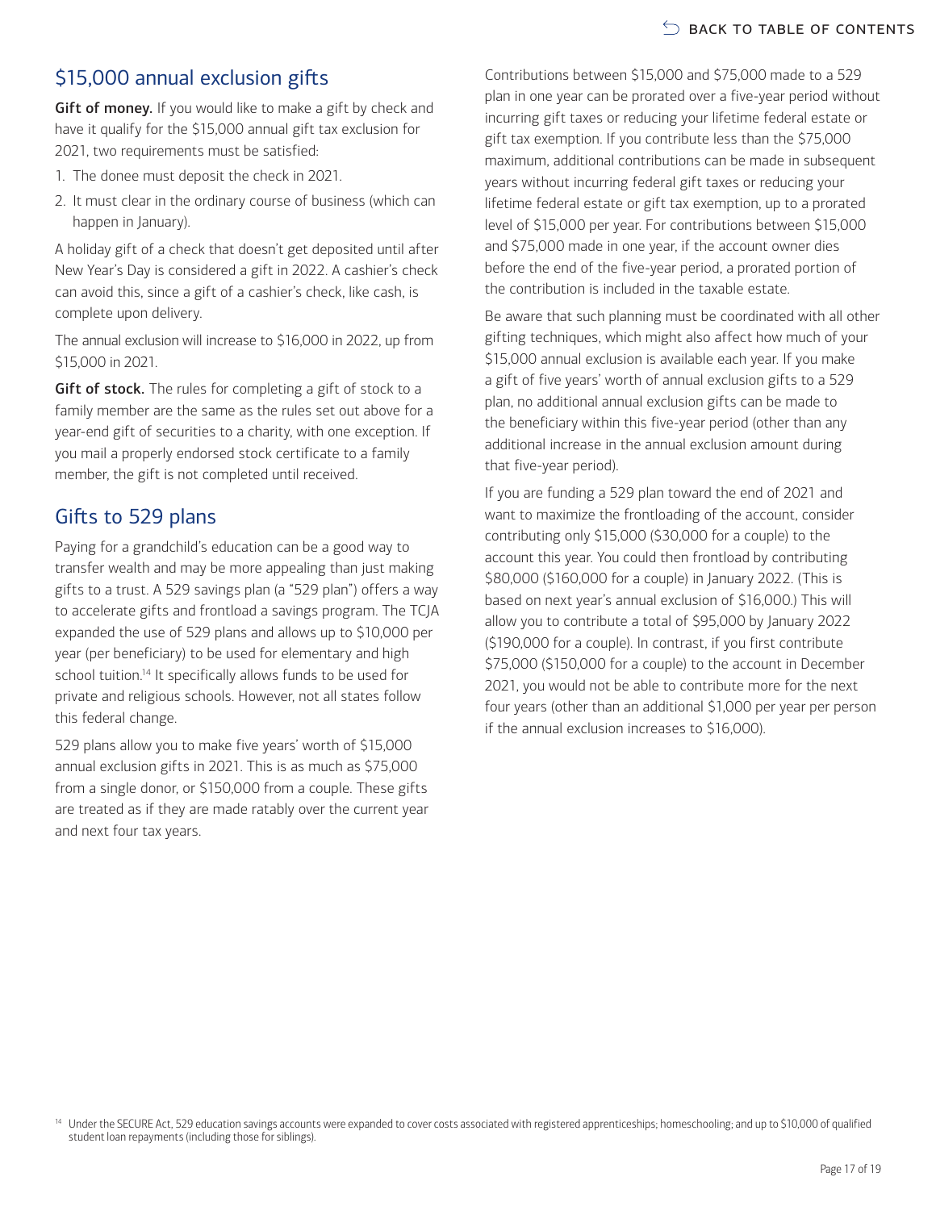## $15,000 annual exclusion gifts

**Gift of money.** If you would like to make a gift by check and have it qualify for the $15,000 annual gift tax exclusion for 2021, two requirements must be satisfied:

1. The donee must deposit the check in 2021.
2. It must clear in the ordinary course of business (which can happen in January).

A holiday gift of a check that doesn't get deposited until after New Year's Day is considered a gift in 2022. A cashier's check can avoid this, since a gift of a cashier's check, like cash, is complete upon delivery.

The annual exclusion will increase to $16,000 in 2022, up from $15,000 in 2021.

**Gift of stock.** The rules for completing a gift of stock to a family member are the same as the rules set out above for a year-end gift of securities to a charity, with one exception. If you mail a properly endorsed stock certificate to a family member, the gift is not completed until received.

## Gifts to 529 plans

Paying for a grandchild's education can be a good way to transfer wealth and may be more appealing than just making gifts to a trust. A 529 savings plan (a "529 plan") offers a way to accelerate gifts and frontload a savings program. The TCJA expanded the use of 529 plans and allows up to $10,000 per year (per beneficiary) to be used for elementary and high school tuition.[14] It specifically allows funds to be used for private and religious schools. However, not all states follow this federal change.

529 plans allow you to make five years' worth of $15,000 annual exclusion gifts in 2021. This is as much as $75,000 from a single donor, or $150,000 from a couple. These gifts are treated as if they are made ratably over the current year and next four tax years.

Contributions between $15,000 and $75,000 made to a 529 plan in one year can be prorated over a five-year period without incurring gift taxes or reducing your lifetime federal estate or gift tax exemption. If you contribute less than the $75,000 maximum, additional contributions can be made in subsequent years without incurring federal gift taxes or reducing your lifetime federal estate or gift tax exemption, up to a prorated level of $15,000 per year. For contributions between $15,000 and $75,000 made in one year, if the account owner dies before the end of the five-year period, a prorated portion of the contribution is included in the taxable estate.

Be aware that such planning must be coordinated with all other gifting techniques, which might also affect how much of your $15,000 annual exclusion is available each year. If you make a gift of five years' worth of annual exclusion gifts to a 529 plan, no additional annual exclusion gifts can be made to the beneficiary within this five-year period (other than any additional increase in the annual exclusion amount during that five-year period).

If you are funding a 529 plan toward the end of 2021 and want to maximize the frontloading of the account, consider contributing only $15,000 ($30,000 for a couple) to the account this year. You could then frontload by contributing $80,000 ($160,000 for a couple) in January 2022. (This is based on next year's annual exclusion of $16,000.) This will allow you to contribute a total of $95,000 by January 2022 ($190,000 for a couple). In contrast, if you first contribute $75,000 ($150,000 for a couple) to the account in December 2021, you would not be able to contribute more for the next four years (other than an additional $1,000 per year per person if the annual exclusion increases to $16,000).

[14] Under the SECURE Act, 529 education savings accounts were expanded to cover costs associated with registered apprenticeships; homeschooling; and up to $10,000 of qualified student loan repayments (including those for siblings).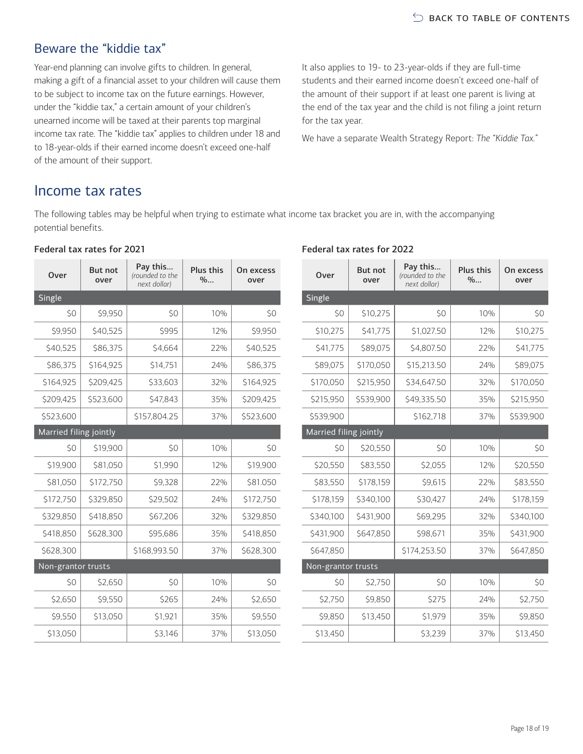## Beware the "kiddie tax"

Year-end planning can involve gifts to children. In general, making a gift of a financial asset to your children will cause them to be subject to income tax on the future earnings. However, under the "kiddie tax," a certain amount of your children's unearned income will be taxed at their parents top marginal income tax rate. The "kiddie tax" applies to children under 18 and to 18-year-olds if their earned income doesn't exceed one-half of the amount of their support.

It also applies to 19- to 23-year-olds if they are full-time students and their earned income doesn't exceed one-half of the amount of their support if at least one parent is living at the end of the tax year and the child is not filing a joint return for the tax year.

We have a separate Wealth Strategy Report: *The "Kiddie Tax."*

## Income tax rates

The following tables may be helpful when trying to estimate what income tax bracket you are in, with the accompanying potential benefits.

### Federal tax rates for 2021

| Over | But not over | Pay this... *(rounded to the next dollar)* | Plus this %... | On excess over |
|---|---|---|---|---|
| **Single** | | | | |
| $0 | $9,950 | $0 | 10% | $0 |
| $9,950 | $40,525 | $995 | 12% | $9,950 |
| $40,525 | $86,375 | $4,664 | 22% | $40,525 |
| $86,375 | $164,925 | $14,751 | 24% | $86,375 |
| $164,925 | $209,425 | $33,603 | 32% | $164,925 |
| $209,425 | $523,600 | $47,843 | 35% | $209,425 |
| $523,600 | | $157,804.25 | 37% | $523,600 |
| **Married filing jointly** | | | | |
| $0 | $19,900 | $0 | 10% | $0 |
| $19,900 | $81,050 | $1,990 | 12% | $19,900 |
| $81,050 | $172,750 | $9,328 | 22% | $81.050 |
| $172,750 | $329,850 | $29,502 | 24% | $172,750 |
| $329,850 | $418,850 | $67,206 | 32% | $329,850 |
| $418,850 | $628,300 | $95,686 | 35% | $418,850 |
| $628,300 | | $168,993.50 | 37% | $628,300 |
| **Non-grantor trusts** | | | | |
| $0 | $2,650 | $0 | 10% | $0 |
| $2,650 | $9,550 | $265 | 24% | $2,650 |
| $9,550 | $13,050 | $1,921 | 35% | $9,550 |
| $13,050 | | $3,146 | 37% | $13,050 |

### Federal tax rates for 2022

| Over | But not over | Pay this... *(rounded to the next dollar)* | Plus this %... | On excess over |
|---|---|---|---|---|
| **Single** | | | | |
| $0 | $10,275 | $0 | 10% | $0 |
| $10,275 | $41,775 | $1,027.50 | 12% | $10,275 |
| $41,775 | $89,075 | $4,807.50 | 22% | $41,775 |
| $89,075 | $170,050 | $15,213.50 | 24% | $89,075 |
| $170,050 | $215,950 | $34,647.50 | 32% | $170,050 |
| $215,950 | $539,900 | $49,335.50 | 35% | $215,950 |
| $539,900 | | $162,718 | 37% | $539,900 |
| **Married filing jointly** | | | | |
| $0 | $20,550 | $0 | 10% | $0 |
| $20,550 | $83,550 | $2,055 | 12% | $20,550 |
| $83,550 | $178,159 | $9,615 | 22% | $83,550 |
| $178,159 | $340,100 | $30,427 | 24% | $178,159 |
| $340,100 | $431,900 | $69,295 | 32% | $340,100 |
| $431,900 | $647,850 | $98,671 | 35% | $431,900 |
| $647,850 | | $174,253.50 | 37% | $647,850 |
| **Non-grantor trusts** | | | | |
| $0 | $2,750 | $0 | 10% | $0 |
| $2,750 | $9,850 | $275 | 24% | $2,750 |
| $9,850 | $13,450 | $1,979 | 35% | $9,850 |
| $13,450 | | $3,239 | 37% | $13,450 |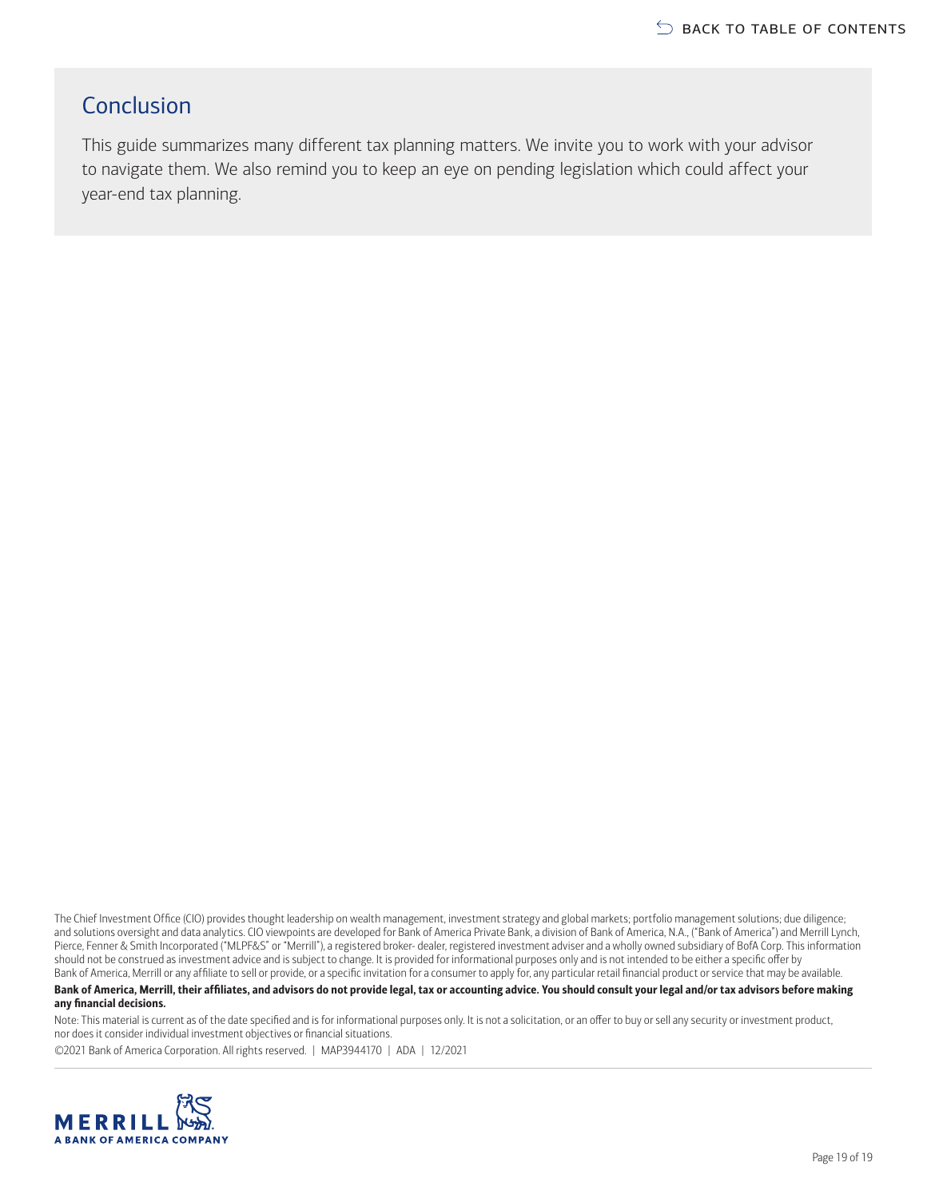## Conclusion

This guide summarizes many different tax planning matters. We invite you to work with your advisor to navigate them. We also remind you to keep an eye on pending legislation which could affect your year-end tax planning.

The Chief Investment Office (CIO) provides thought leadership on wealth management, investment strategy and global markets; portfolio management solutions; due diligence; and solutions oversight and data analytics. CIO viewpoints are developed for Bank of America Private Bank, a division of Bank of America, N.A., ("Bank of America") and Merrill Lynch, Pierce, Fenner & Smith Incorporated ("MLPF&S" or "Merrill"), a registered broker- dealer, registered investment adviser and a wholly owned subsidiary of BofA Corp. This information should not be construed as investment advice and is subject to change. It is provided for informational purposes only and is not intended to be either a specific offer by Bank of America, Merrill or any affiliate to sell or provide, or a specific invitation for a consumer to apply for, any particular retail financial product or service that may be available.

**Bank of America, Merrill, their affiliates, and advisors do not provide legal, tax or accounting advice. You should consult your legal and/or tax advisors before making any financial decisions.**

Note: This material is current as of the date specified and is for informational purposes only. It is not a solicitation, or an offer to buy or sell any security or investment product, nor does it consider individual investment objectives or financial situations.

©2021 Bank of America Corporation. All rights reserved. | MAP3944170 | ADA | 12/2021

MERRILL
A BANK OF AMERICA COMPANY